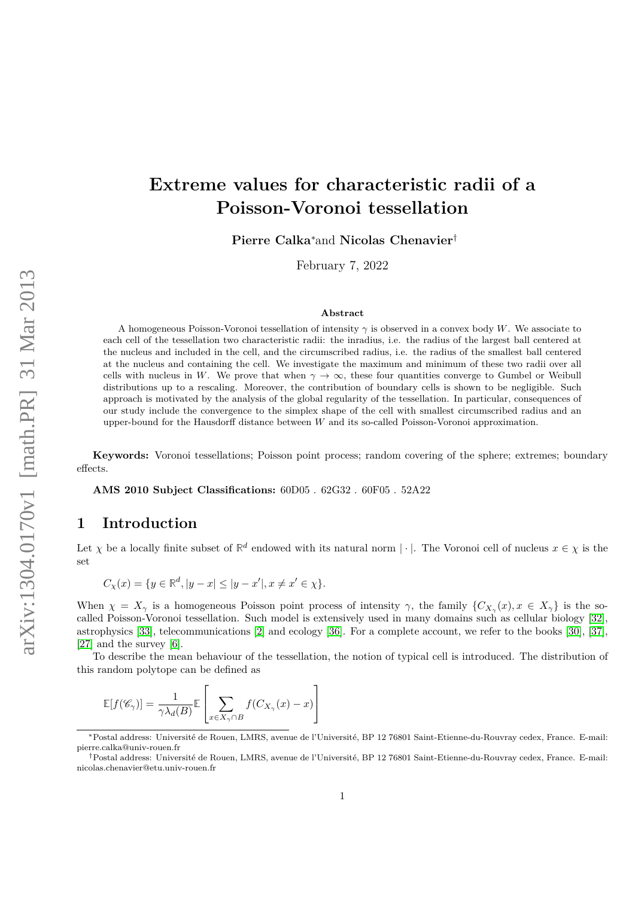# Extreme values for characteristic radii of a Poisson-Voronoi tessellation

**Pierre Calka**[*] and **Nicolas Chenavier**[†]

February 7, 2022

### Abstract

A homogeneous Poisson-Voronoi tessellation of intensity $\gamma$ is observed in a convex body $W$. We associate to each cell of the tessellation two characteristic radii: the inradius, i.e. the radius of the largest ball centered at the nucleus and included in the cell, and the circumscribed radius, i.e. the radius of the smallest ball centered at the nucleus and containing the cell. We investigate the maximum and minimum of these two radii over all cells with nucleus in $W$. We prove that when $\gamma \to \infty$, these four quantities converge to Gumbel or Weibull distributions up to a rescaling. Moreover, the contribution of boundary cells is shown to be negligible. Such approach is motivated by the analysis of the global regularity of the tessellation. In particular, consequences of our study include the convergence to the simplex shape of the cell with smallest circumscribed radius and an upper-bound for the Hausdorff distance between $W$ and its so-called Poisson-Voronoi approximation.

**Keywords:** Voronoi tessellations; Poisson point process; random covering of the sphere; extremes; boundary effects.

**AMS 2010 Subject Classifications:** 60D05 . 62G32 . 60F05 . 52A22

## 1 Introduction

Let $\chi$ be a locally finite subset of $\mathbb{R}^d$ endowed with its natural norm $|\cdot|$. The Voronoi cell of nucleus $x \in \chi$ is the set

$$C_\chi(x) = \{y \in \mathbb{R}^d, |y - x| \leq |y - x'|, x \neq x' \in \chi\}.$$

When $\chi = X_\gamma$ is a homogeneous Poisson point process of intensity $\gamma$, the family $\{C_{X_\gamma}(x), x \in X_\gamma\}$ is the so-called Poisson-Voronoi tessellation. Such model is extensively used in many domains such as cellular biology [32], astrophysics [33], telecommunications [2] and ecology [36]. For a complete account, we refer to the books [30], [37], [27] and the survey [6].

To describe the mean behaviour of the tessellation, the notion of typical cell is introduced. The distribution of this random polytope can be defined as

$$\mathbb{E}[f(\mathscr{C}_\gamma)] = \frac{1}{\gamma \lambda_d(B)} \mathbb{E}\left[\sum_{x \in X_\gamma \cap B} f(C_{X_\gamma}(x) - x)\right]$$

[*] Postal address: Université de Rouen, LMRS, avenue de l'Université, BP 12 76801 Saint-Etienne-du-Rouvray cedex, France. E-mail: pierre.calka@univ-rouen.fr

[†] Postal address: Université de Rouen, LMRS, avenue de l'Université, BP 12 76801 Saint-Etienne-du-Rouvray cedex, France. E-mail: nicolas.chenavier@etu.univ-rouen.fr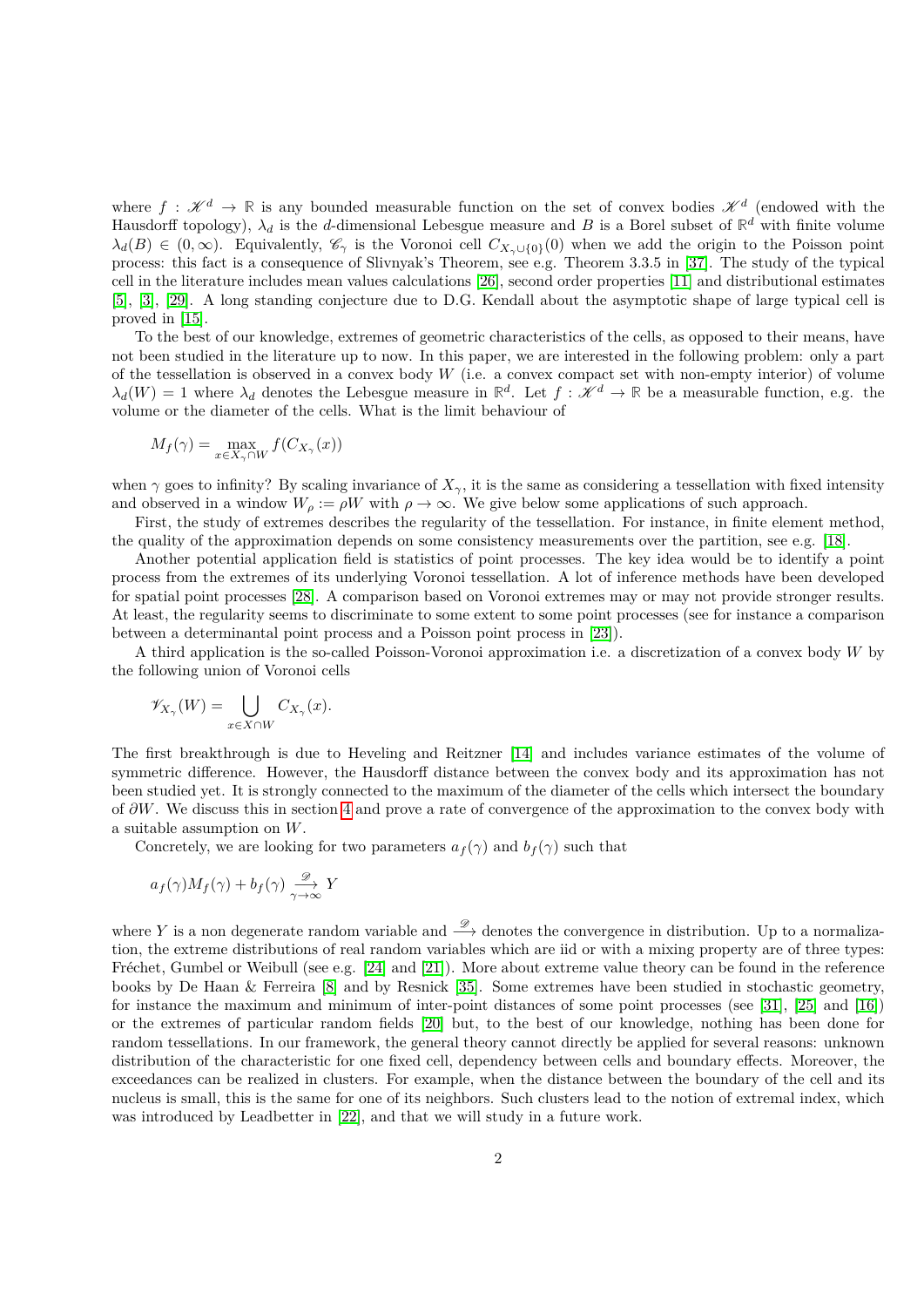where $f : \mathscr{K}^d \to \mathbb{R}$ is any bounded measurable function on the set of convex bodies $\mathscr{K}^d$ (endowed with the Hausdorff topology), $\lambda_d$ is the $d$-dimensional Lebesgue measure and $B$ is a Borel subset of $\mathbb{R}^d$ with finite volume $\lambda_d(B) \in (0, \infty)$. Equivalently, $\mathscr{C}_\gamma$ is the Voronoi cell $C_{X_\gamma \cup \{0\}}(0)$ when we add the origin to the Poisson point process: this fact is a consequence of Slivnyak's Theorem, see e.g. Theorem 3.3.5 in [37]. The study of the typical cell in the literature includes mean values calculations [26], second order properties [11] and distributional estimates [5], [3], [29]. A long standing conjecture due to D.G. Kendall about the asymptotic shape of large typical cell is proved in [15].

To the best of our knowledge, extremes of geometric characteristics of the cells, as opposed to their means, have not been studied in the literature up to now. In this paper, we are interested in the following problem: only a part of the tessellation is observed in a convex body $W$ (i.e. a convex compact set with non-empty interior) of volume $\lambda_d(W) = 1$ where $\lambda_d$ denotes the Lebesgue measure in $\mathbb{R}^d$. Let $f : \mathscr{K}^d \to \mathbb{R}$ be a measurable function, e.g. the volume or the diameter of the cells. What is the limit behaviour of

$$M_f(\gamma) = \max_{x \in X_\gamma \cap W} f(C_{X_\gamma}(x))$$

when $\gamma$ goes to infinity? By scaling invariance of $X_\gamma$, it is the same as considering a tessellation with fixed intensity and observed in a window $W_\rho := \rho W$ with $\rho \to \infty$. We give below some applications of such approach.

First, the study of extremes describes the regularity of the tessellation. For instance, in finite element method, the quality of the approximation depends on some consistency measurements over the partition, see e.g. [18].

Another potential application field is statistics of point processes. The key idea would be to identify a point process from the extremes of its underlying Voronoi tessellation. A lot of inference methods have been developed for spatial point processes [28]. A comparison based on Voronoi extremes may or may not provide stronger results. At least, the regularity seems to discriminate to some extent to some point processes (see for instance a comparison between a determinantal point process and a Poisson point process in [23]).

A third application is the so-called Poisson-Voronoi approximation i.e. a discretization of a convex body $W$ by the following union of Voronoi cells

$$\mathscr{V}_{X_\gamma}(W) = \bigcup_{x \in X \cap W} C_{X_\gamma}(x).$$

The first breakthrough is due to Heveling and Reitzner [14] and includes variance estimates of the volume of symmetric difference. However, the Hausdorff distance between the convex body and its approximation has not been studied yet. It is strongly connected to the maximum of the diameter of the cells which intersect the boundary of $\partial W$. We discuss this in section 4 and prove a rate of convergence of the approximation to the convex body with a suitable assumption on $W$.

Concretely, we are looking for two parameters $a_f(\gamma)$ and $b_f(\gamma)$ such that

$$a_f(\gamma) M_f(\gamma) + b_f(\gamma) \xrightarrow[\gamma \to \infty]{\mathscr{D}} Y$$

where $Y$ is a non degenerate random variable and $\xrightarrow{\mathscr{D}}$ denotes the convergence in distribution. Up to a normalization, the extreme distributions of real random variables which are iid or with a mixing property are of three types: Fréchet, Gumbel or Weibull (see e.g. [24] and [21]). More about extreme value theory can be found in the reference books by De Haan & Ferreira [8] and by Resnick [35]. Some extremes have been studied in stochastic geometry, for instance the maximum and minimum of inter-point distances of some point processes (see [31], [25] and [16]) or the extremes of particular random fields [20] but, to the best of our knowledge, nothing has been done for random tessellations. In our framework, the general theory cannot directly be applied for several reasons: unknown distribution of the characteristic for one fixed cell, dependency between cells and boundary effects. Moreover, the exceedances can be realized in clusters. For example, when the distance between the boundary of the cell and its nucleus is small, this is the same for one of its neighbors. Such clusters lead to the notion of extremal index, which was introduced by Leadbetter in [22], and that we will study in a future work.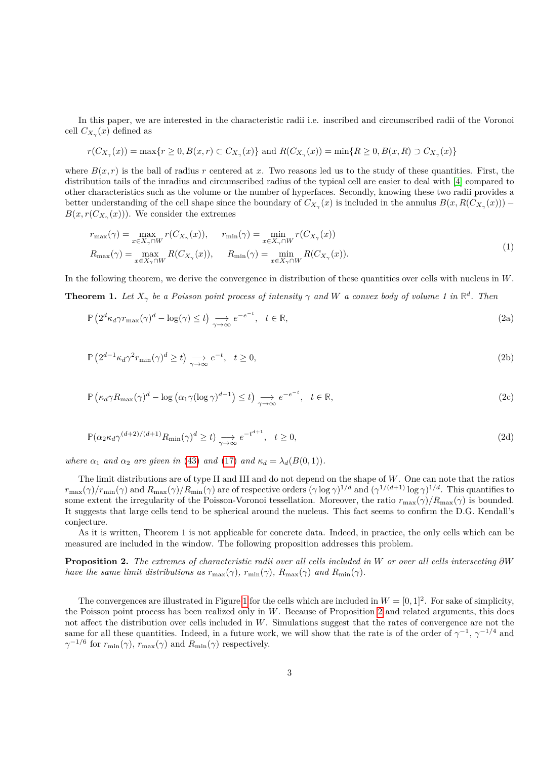In this paper, we are interested in the characteristic radii i.e. inscribed and circumscribed radii of the Voronoi cell $C_{X_\gamma}(x)$ defined as

$$r(C_{X_\gamma}(x)) = \max\{r \geq 0, B(x,r) \subset C_{X_\gamma}(x)\} \text{ and } R(C_{X_\gamma}(x)) = \min\{R \geq 0, B(x,R) \supset C_{X_\gamma}(x)\}$$

where $B(x,r)$ is the ball of radius $r$ centered at $x$. Two reasons led us to the study of these quantities. First, the distribution tails of the inradius and circumscribed radius of the typical cell are easier to deal with [4] compared to other characteristics such as the volume or the number of hyperfaces. Secondly, knowing these two radii provides a better understanding of the cell shape since the boundary of $C_{X_\gamma}(x)$ is included in the annulus $B(x, R(C_{X_\gamma}(x))) - B(x, r(C_{X_\gamma}(x)))$. We consider the extremes

$$\begin{aligned} r_{\max}(\gamma) &= \max_{x \in X_\gamma \cap W} r(C_{X_\gamma}(x)), \quad & r_{\min}(\gamma) &= \min_{x \in X_\gamma \cap W} r(C_{X_\gamma}(x)) \\ R_{\max}(\gamma) &= \max_{x \in X_\gamma \cap W} R(C_{X_\gamma}(x)), \quad & R_{\min}(\gamma) &= \min_{x \in X_\gamma \cap W} R(C_{X_\gamma}(x)). \end{aligned} \tag{1}$$

In the following theorem, we derive the convergence in distribution of these quantities over cells with nucleus in $W$.

**Theorem 1.** *Let $X_\gamma$ be a Poisson point process of intensity $\gamma$ and $W$ a convex body of volume 1 in $\mathbb{R}^d$. Then*

$$\mathbb{P}\left(2^d \kappa_d \gamma r_{\max}(\gamma)^d - \log(\gamma) \leq t\right) \underset{\gamma \to \infty}{\longrightarrow} e^{-e^{-t}}, \quad t \in \mathbb{R}, \tag{2a}$$

$$\mathbb{P}\left(2^{d-1} \kappa_d \gamma^2 r_{\min}(\gamma)^d \geq t\right) \underset{\gamma \to \infty}{\longrightarrow} e^{-t}, \quad t \geq 0, \tag{2b}$$

$$\mathbb{P}\left(\kappa_d \gamma R_{\max}(\gamma)^d - \log\left(\alpha_1 \gamma (\log \gamma)^{d-1}\right) \leq t\right) \underset{\gamma \to \infty}{\longrightarrow} e^{-e^{-t}}, \quad t \in \mathbb{R}, \tag{2c}$$

$$\mathbb{P}(\alpha_2 \kappa_d \gamma^{(d+2)/(d+1)} R_{\min}(\gamma)^d \geq t) \underset{\gamma \to \infty}{\longrightarrow} e^{-t^{d+1}}, \quad t \geq 0, \tag{2d}$$

*where $\alpha_1$ and $\alpha_2$ are given in (43) and (17) and $\kappa_d = \lambda_d(B(0,1))$.*

The limit distributions are of type II and III and do not depend on the shape of $W$. One can note that the ratios $r_{\max}(\gamma)/r_{\min}(\gamma)$ and $R_{\max}(\gamma)/R_{\min}(\gamma)$ are of respective orders $(\gamma \log \gamma)^{1/d}$ and $(\gamma^{1/(d+1)} \log \gamma)^{1/d}$. This quantifies to some extent the irregularity of the Poisson-Voronoi tessellation. Moreover, the ratio $r_{\max}(\gamma)/R_{\max}(\gamma)$ is bounded. It suggests that large cells tend to be spherical around the nucleus. This fact seems to confirm the D.G. Kendall's conjecture.

As it is written, Theorem 1 is not applicable for concrete data. Indeed, in practice, the only cells which can be measured are included in the window. The following proposition addresses this problem.

**Proposition 2.** *The extremes of characteristic radii over all cells included in $W$ or over all cells intersecting $\partial W$ have the same limit distributions as $r_{\max}(\gamma)$, $r_{\min}(\gamma)$, $R_{\max}(\gamma)$ and $R_{\min}(\gamma)$.*

The convergences are illustrated in Figure 1 for the cells which are included in $W = [0,1]^2$. For sake of simplicity, the Poisson point process has been realized only in $W$. Because of Proposition 2 and related arguments, this does not affect the distribution over cells included in $W$. Simulations suggest that the rates of convergence are not the same for all these quantities. Indeed, in a future work, we will show that the rate is of the order of $\gamma^{-1}$, $\gamma^{-1/4}$ and $\gamma^{-1/6}$ for $r_{\min}(\gamma)$, $r_{\max}(\gamma)$ and $R_{\min}(\gamma)$ respectively.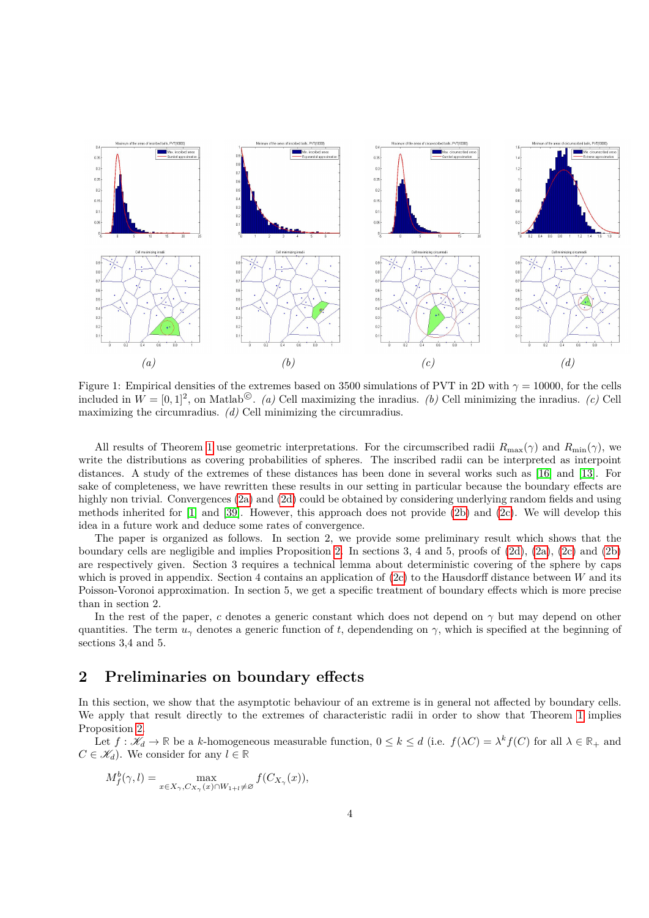Figure 1: Empirical densities of the extremes based on 3500 simulations of PVT in 2D with $\gamma = 10000$, for the cells included in $W = [0,1]^2$, on Matlab©. *(a)* Cell maximizing the inradius. *(b)* Cell minimizing the inradius. *(c)* Cell maximizing the circumradius. *(d)* Cell minimizing the circumradius.

All results of Theorem 1 use geometric interpretations. For the circumscribed radii $R_{\max}(\gamma)$ and $R_{\min}(\gamma)$, we write the distributions as covering probabilities of spheres. The inscribed radii can be interpreted as interpoint distances. A study of the extremes of these distances has been done in several works such as [16] and [13]. For sake of completeness, we have rewritten these results in our setting in particular because the boundary effects are highly non trivial. Convergences (2a) and (2d) could be obtained by considering underlying random fields and using methods inherited for [1] and [39]. However, this approach does not provide (2b) and (2c). We will develop this idea in a future work and deduce some rates of convergence.

The paper is organized as follows. In section 2, we provide some preliminary result which shows that the boundary cells are negligible and implies Proposition 2. In sections 3, 4 and 5, proofs of (2d), (2a), (2c) and (2b) are respectively given. Section 3 requires a technical lemma about deterministic covering of the sphere by caps which is proved in appendix. Section 4 contains an application of (2c) to the Hausdorff distance between $W$ and its Poisson-Voronoi approximation. In section 5, we get a specific treatment of boundary effects which is more precise than in section 2.

In the rest of the paper, $c$ denotes a generic constant which does not depend on $\gamma$ but may depend on other quantities. The term $u_\gamma$ denotes a generic function of $t$, dependending on $\gamma$, which is specified at the beginning of sections 3,4 and 5.

## 2 Preliminaries on boundary effects

In this section, we show that the asymptotic behaviour of an extreme is in general not affected by boundary cells. We apply that result directly to the extremes of characteristic radii in order to show that Theorem 1 implies Proposition 2.

Let $f : \mathscr{K}_d \to \mathbb{R}$ be a $k$-homogeneous measurable function, $0 \leq k \leq d$ (i.e. $f(\lambda C) = \lambda^k f(C)$ for all $\lambda \in \mathbb{R}_+$ and $C \in \mathscr{K}_d$). We consider for any $l \in \mathbb{R}$

$$M_f^b(\gamma, l) = \max_{x \in X_\gamma, C_{X_\gamma}(x) \cap W_{1+l} \neq \varnothing} f(C_{X_\gamma}(x)),$$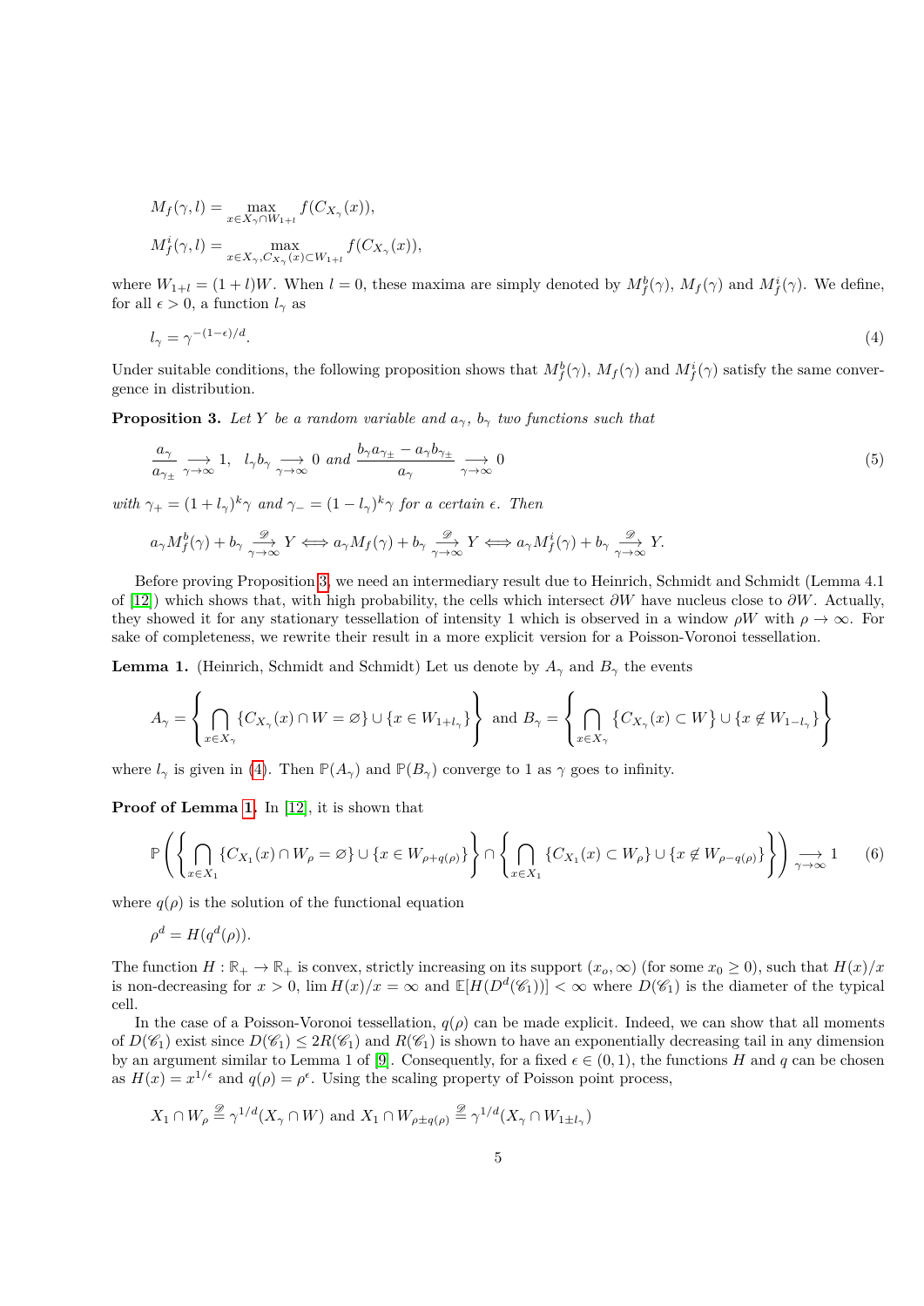$$M_f(\gamma, l) = \max_{x \in X_\gamma \cap W_{1+l}} f(C_{X_\gamma}(x)),$$

$$M_f^i(\gamma, l) = \max_{x \in X_\gamma, C_{X_\gamma}(x) \subset W_{1+l}} f(C_{X_\gamma}(x)),$$

where $W_{1+l} = (1+l)W$. When $l = 0$, these maxima are simply denoted by $M_f^b(\gamma)$, $M_f(\gamma)$ and $M_f^i(\gamma)$. We define, for all $\epsilon > 0$, a function $l_\gamma$ as

$$l_\gamma = \gamma^{-(1-\epsilon)/d}. \tag{4}$$

Under suitable conditions, the following proposition shows that $M_f^b(\gamma)$, $M_f(\gamma)$ and $M_f^i(\gamma)$ satisfy the same convergence in distribution.

**Proposition 3.** *Let $Y$ be a random variable and $a_\gamma$, $b_\gamma$ two functions such that*

$$\frac{a_\gamma}{a_{\gamma_\pm}} \underset{\gamma\to\infty}{\longrightarrow} 1, \quad l_\gamma b_\gamma \underset{\gamma\to\infty}{\longrightarrow} 0 \text{ and } \frac{b_\gamma a_{\gamma_\pm} - a_\gamma b_{\gamma_\pm}}{a_\gamma} \underset{\gamma\to\infty}{\longrightarrow} 0 \tag{5}$$

*with $\gamma_+ = (1+l_\gamma)^k\gamma$ and $\gamma_- = (1-l_\gamma)^k\gamma$ for a certain $\epsilon$. Then*

$$a_\gamma M_f^b(\gamma) + b_\gamma \underset{\gamma\to\infty}{\overset{\mathscr{D}}{\longrightarrow}} Y \iff a_\gamma M_f(\gamma) + b_\gamma \underset{\gamma\to\infty}{\overset{\mathscr{D}}{\longrightarrow}} Y \iff a_\gamma M_f^i(\gamma) + b_\gamma \underset{\gamma\to\infty}{\overset{\mathscr{D}}{\longrightarrow}} Y.$$

Before proving Proposition 3, we need an intermediary result due to Heinrich, Schmidt and Schmidt (Lemma 4.1 of [12]) which shows that, with high probability, the cells which intersect $\partial W$ have nucleus close to $\partial W$. Actually, they showed it for any stationary tessellation of intensity 1 which is observed in a window $\rho W$ with $\rho \to \infty$. For sake of completeness, we rewrite their result in a more explicit version for a Poisson-Voronoi tessellation.

**Lemma 1.** (Heinrich, Schmidt and Schmidt) Let us denote by $A_\gamma$ and $B_\gamma$ the events

$$A_\gamma = \left\{ \bigcap_{x \in X_\gamma} \{C_{X_\gamma}(x) \cap W = \varnothing\} \cup \{x \in W_{1+l_\gamma}\} \right\} \text{ and } B_\gamma = \left\{ \bigcap_{x \in X_\gamma} \{C_{X_\gamma}(x) \subset W\} \cup \{x \notin W_{1-l_\gamma}\} \right\}$$

where $l_\gamma$ is given in (4). Then $\mathbb{P}(A_\gamma)$ and $\mathbb{P}(B_\gamma)$ converge to 1 as $\gamma$ goes to infinity.

**Proof of Lemma 1.** In [12], it is shown that

$$\mathbb{P}\left( \left\{ \bigcap_{x \in X_1} \{C_{X_1}(x) \cap W_\rho = \varnothing\} \cup \{x \in W_{\rho+q(\rho)}\} \right\} \cap \left\{ \bigcap_{x \in X_1} \{C_{X_1}(x) \subset W_\rho\} \cup \{x \notin W_{\rho-q(\rho)}\} \right\} \right) \underset{\gamma\to\infty}{\longrightarrow} 1 \tag{6}$$

where $q(\rho)$ is the solution of the functional equation

$$\rho^d = H(q^d(\rho)).$$

The function $H : \mathbb{R}_+ \to \mathbb{R}_+$ is convex, strictly increasing on its support $(x_o, \infty)$ (for some $x_0 \geq 0$), such that $H(x)/x$ is non-decreasing for $x > 0$, $\lim H(x)/x = \infty$ and $\mathbb{E}[H(D^d(\mathscr{C}_1))] < \infty$ where $D(\mathscr{C}_1)$ is the diameter of the typical cell.

In the case of a Poisson-Voronoi tessellation, $q(\rho)$ can be made explicit. Indeed, we can show that all moments of $D(\mathscr{C}_1)$ exist since $D(\mathscr{C}_1) \leq 2R(\mathscr{C}_1)$ and $R(\mathscr{C}_1)$ is shown to have an exponentially decreasing tail in any dimension by an argument similar to Lemma 1 of [9]. Consequently, for a fixed $\epsilon \in (0,1)$, the functions $H$ and $q$ can be chosen as $H(x) = x^{1/\epsilon}$ and $q(\rho) = \rho^\epsilon$. Using the scaling property of Poisson point process,

$$X_1 \cap W_\rho \overset{\mathscr{D}}{=} \gamma^{1/d}(X_\gamma \cap W) \text{ and } X_1 \cap W_{\rho\pm q(\rho)} \overset{\mathscr{D}}{=} \gamma^{1/d}(X_\gamma \cap W_{1\pm l_\gamma})$$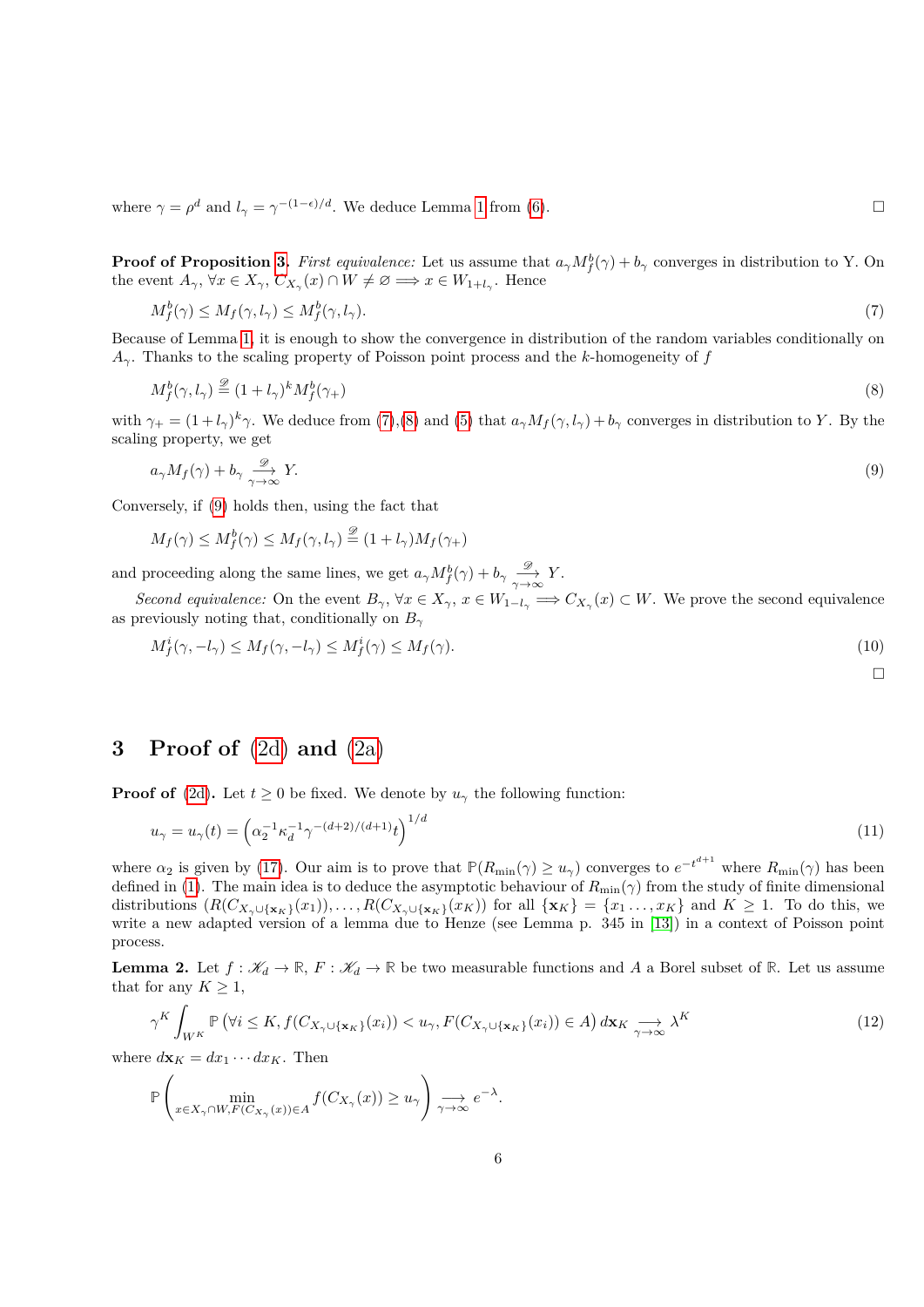where $\gamma = \rho^d$ and $l_\gamma = \gamma^{-(1-\epsilon)/d}$. We deduce Lemma 1 from (6). $\square$

**Proof of Proposition 3.** *First equivalence:* Let us assume that $a_\gamma M_f^b(\gamma) + b_\gamma$ converges in distribution to Y. On the event $A_\gamma$, $\forall x \in X_\gamma$, $C_{X_\gamma}(x) \cap W \neq \varnothing \Longrightarrow x \in W_{1+l_\gamma}$. Hence

$$M_f^b(\gamma) \leq M_f(\gamma, l_\gamma) \leq M_f^b(\gamma, l_\gamma). \tag{7}$$

Because of Lemma 1, it is enough to show the convergence in distribution of the random variables conditionally on $A_\gamma$. Thanks to the scaling property of Poisson point process and the $k$-homogeneity of $f$

$$M_f^b(\gamma, l_\gamma) \overset{\mathscr{D}}{=} (1 + l_\gamma)^k M_f^b(\gamma_+) \tag{8}$$

with $\gamma_+ = (1+l_\gamma)^k \gamma$. We deduce from (7),(8) and (5) that $a_\gamma M_f(\gamma, l_\gamma) + b_\gamma$ converges in distribution to $Y$. By the scaling property, we get

$$a_\gamma M_f(\gamma) + b_\gamma \underset{\gamma\to\infty}{\overset{\mathscr{D}}{\longrightarrow}} Y. \tag{9}$$

Conversely, if (9) holds then, using the fact that

$$M_f(\gamma) \leq M_f^b(\gamma) \leq M_f(\gamma, l_\gamma) \overset{\mathscr{D}}{=} (1 + l_\gamma) M_f(\gamma_+)$$

and proceeding along the same lines, we get $a_\gamma M_f^b(\gamma) + b_\gamma \underset{\gamma\to\infty}{\overset{\mathscr{D}}{\longrightarrow}} Y$.

*Second equivalence:* On the event $B_\gamma$, $\forall x \in X_\gamma$, $x \in W_{1-l_\gamma} \Longrightarrow C_{X_\gamma}(x) \subset W$. We prove the second equivalence as previously noting that, conditionally on $B_\gamma$

$$M_f^i(\gamma, -l_\gamma) \leq M_f(\gamma, -l_\gamma) \leq M_f^i(\gamma) \leq M_f(\gamma). \tag{10}$$

$\square$

## 3 Proof of (2d) and (2a)

**Proof of (2d).** Let $t \geq 0$ be fixed. We denote by $u_\gamma$ the following function:

$$u_\gamma = u_\gamma(t) = \left(\alpha_2^{-1} \kappa_d^{-1} \gamma^{-(d+2)/(d+1)} t\right)^{1/d} \tag{11}$$

where $\alpha_2$ is given by (17). Our aim is to prove that $\mathbb{P}(R_{\min}(\gamma) \geq u_\gamma)$ converges to $e^{-t^{d+1}}$ where $R_{\min}(\gamma)$ has been defined in (1). The main idea is to deduce the asymptotic behaviour of $R_{\min}(\gamma)$ from the study of finite dimensional distributions $(R(C_{X_\gamma \cup \{\mathbf{x}_K\}}(x_1)), \ldots, R(C_{X_\gamma \cup \{\mathbf{x}_K\}}(x_K))$ for all $\{\mathbf{x}_K\} = \{x_1 \ldots, x_K\}$ and $K \geq 1$. To do this, we write a new adapted version of a lemma due to Henze (see Lemma p. 345 in [13]) in a context of Poisson point process.

**Lemma 2.** *Let $f : \mathscr{K}_d \to \mathbb{R}$, $F : \mathscr{K}_d \to \mathbb{R}$ be two measurable functions and $A$ a Borel subset of $\mathbb{R}$. Let us assume that for any $K \geq 1$,*

$$\gamma^K \int_{W^K} \mathbb{P}\left(\forall i \leq K, f(C_{X_\gamma \cup \{\mathbf{x}_K\}}(x_i)) < u_\gamma, F(C_{X_\gamma \cup \{\mathbf{x}_K\}}(x_i)) \in A\right) d\mathbf{x}_K \underset{\gamma\to\infty}{\longrightarrow} \lambda^K \tag{12}$$

*where $d\mathbf{x}_K = dx_1 \cdots dx_K$. Then*

$$\mathbb{P}\left(\min_{x \in X_\gamma \cap W, F(C_{X_\gamma}(x)) \in A} f(C_{X_\gamma}(x)) \geq u_\gamma\right) \underset{\gamma\to\infty}{\longrightarrow} e^{-\lambda}.$$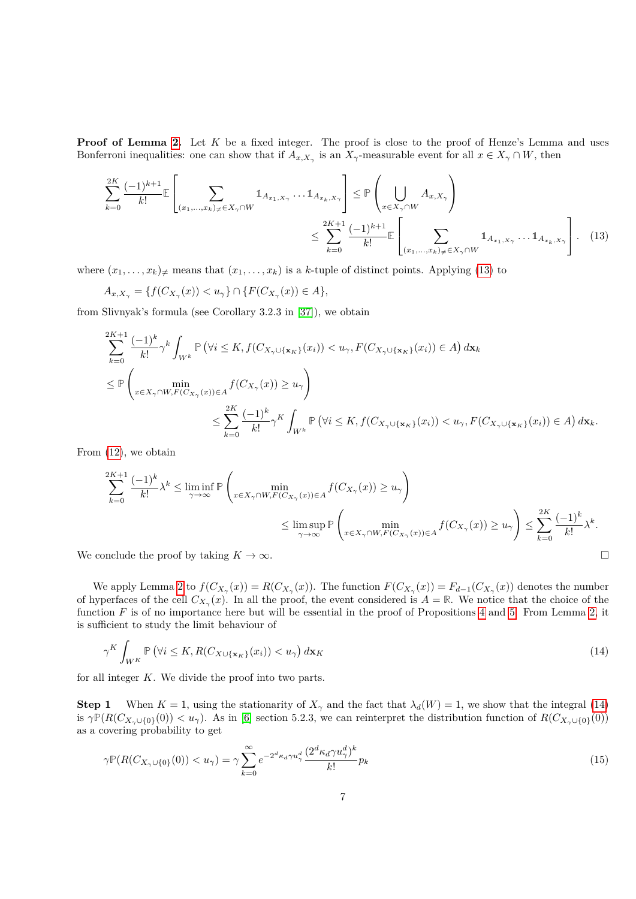**Proof of Lemma 2.** Let $K$ be a fixed integer. The proof is close to the proof of Henze's Lemma and uses Bonferroni inequalities: one can show that if $A_{x,X_\gamma}$ is an $X_\gamma$-measurable event for all $x \in X_\gamma \cap W$, then

$$
\sum_{k=0}^{2K} \frac{(-1)^{k+1}}{k!} \mathbb{E}\left[ \sum_{(x_1,\ldots,x_k)_{\neq} \in X_\gamma \cap W} \mathbb{1}_{A_{x_1,X_\gamma}} \cdots \mathbb{1}_{A_{x_k,X_\gamma}} \right] \leq \mathbb{P}\left( \bigcup_{x \in X_\gamma \cap W} A_{x,X_\gamma} \right) \leq \sum_{k=0}^{2K+1} \frac{(-1)^{k+1}}{k!} \mathbb{E}\left[ \sum_{(x_1,\ldots,x_k)_{\neq} \in X_\gamma \cap W} \mathbb{1}_{A_{x_1,X_\gamma}} \cdots \mathbb{1}_{A_{x_k,X_\gamma}} \right]. \quad (13)
$$

where $(x_1, \ldots, x_k)_{\neq}$ means that $(x_1, \ldots, x_k)$ is a $k$-tuple of distinct points. Applying (13) to

$$A_{x,X_\gamma} = \{f(C_{X_\gamma}(x)) < u_\gamma\} \cap \{F(C_{X_\gamma}(x)) \in A\},$$

from Slivnyak's formula (see Corollary 3.2.3 in [37]), we obtain

$$
\begin{aligned}
&\sum_{k=0}^{2K+1} \frac{(-1)^k}{k!} \gamma^k \int_{W^k} \mathbb{P}\left(\forall i \leq K, f(C_{X_\gamma \cup \{\mathbf{x}_K\}}(x_i)) < u_\gamma, F(C_{X_\gamma \cup \{\mathbf{x}_K\}}(x_i)) \in A\right) d\mathbf{x}_k \\
&\leq \mathbb{P}\left( \min_{x \in X_\gamma \cap W, F(C_{X_\gamma}(x)) \in A} f(C_{X_\gamma}(x)) \geq u_\gamma \right) \\
&\leq \sum_{k=0}^{2K} \frac{(-1)^k}{k!} \gamma^K \int_{W^k} \mathbb{P}\left(\forall i \leq K, f(C_{X_\gamma \cup \{\mathbf{x}_K\}}(x_i)) < u_\gamma, F(C_{X_\gamma \cup \{\mathbf{x}_K\}}(x_i)) \in A\right) d\mathbf{x}_k.
\end{aligned}
$$

From (12), we obtain

$$
\sum_{k=0}^{2K+1} \frac{(-1)^k}{k!} \lambda^k \leq \liminf_{\gamma \to \infty} \mathbb{P}\left( \min_{x \in X_\gamma \cap W, F(C_{X_\gamma}(x)) \in A} f(C_{X_\gamma}(x)) \geq u_\gamma \right) \leq \limsup_{\gamma \to \infty} \mathbb{P}\left( \min_{x \in X_\gamma \cap W, F(C_{X_\gamma}(x)) \in A} f(C_{X_\gamma}(x)) \geq u_\gamma \right) \leq \sum_{k=0}^{2K} \frac{(-1)^k}{k!} \lambda^k.
$$

We conclude the proof by taking $K \to \infty$. $\square$

We apply Lemma 2 to $f(C_{X_\gamma}(x)) = R(C_{X_\gamma}(x))$. The function $F(C_{X_\gamma}(x)) = F_{d-1}(C_{X_\gamma}(x))$ denotes the number of hyperfaces of the cell $C_{X_\gamma}(x)$. In all the proof, the event considered is $A = \mathbb{R}$. We notice that the choice of the function $F$ is of no importance here but will be essential in the proof of Propositions 4 and 5. From Lemma 2, it is sufficient to study the limit behaviour of

$$
\gamma^K \int_{W^K} \mathbb{P}\left(\forall i \leq K, R(C_{X \cup \{\mathbf{x}_K\}}(x_i)) < u_\gamma\right) d\mathbf{x}_K \quad (14)
$$

for all integer $K$. We divide the proof into two parts.

**Step 1** When $K = 1$, using the stationarity of $X_\gamma$ and the fact that $\lambda_d(W) = 1$, we show that the integral (14) is $\gamma \mathbb{P}(R(C_{X_\gamma \cup \{0\}}(0)) < u_\gamma)$. As in [6] section 5.2.3, we can reinterpret the distribution function of $R(C_{X_\gamma \cup \{0\}}(0))$ as a covering probability to get

$$
\gamma \mathbb{P}(R(C_{X_\gamma \cup \{0\}}(0)) < u_\gamma) = \gamma \sum_{k=0}^{\infty} e^{-2^d \kappa_d \gamma u_\gamma^d} \frac{(2^d \kappa_d \gamma u_\gamma^d)^k}{k!} p_k \quad (15)
$$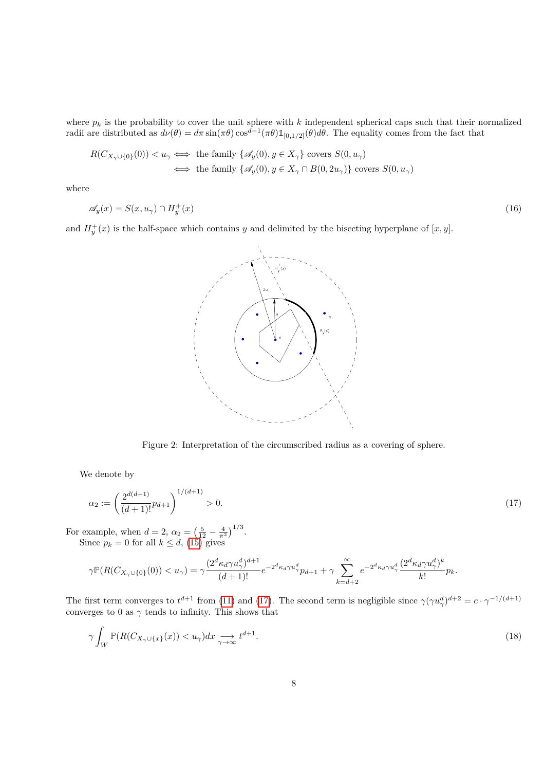where $p_k$ is the probability to cover the unit sphere with $k$ independent spherical caps such that their normalized radii are distributed as $d\nu(\theta) = d\pi \sin(\pi\theta)\cos^{d-1}(\pi\theta)\mathbb{1}_{[0,1/2]}(\theta)d\theta$. The equality comes from the fact that

$$
\begin{aligned}
R(C_{X_\gamma \cup \{0\}}(0)) < u_\gamma &\iff \text{the family } \{\mathscr{A}_y(0), y \in X_\gamma\} \text{ covers } S(0, u_\gamma) \\
&\iff \text{the family } \{\mathscr{A}_y(0), y \in X_\gamma \cap B(0, 2u_\gamma)\} \text{ covers } S(0, u_\gamma)
\end{aligned}
$$

where

$$
\mathscr{A}_y(x) = S(x, u_\gamma) \cap H_y^+(x) \tag{16}
$$

and $H_y^+(x)$ is the half-space which contains $y$ and delimited by the bisecting hyperplane of $[x, y]$.

Figure 2: Interpretation of the circumscribed radius as a covering of sphere.

We denote by

$$
\alpha_2 := \left( \frac{2^{d(d+1)}}{(d+1)!} p_{d+1} \right)^{1/(d+1)} > 0. \tag{17}
$$

For example, when $d = 2$, $\alpha_2 = \left(\frac{5}{12} - \frac{4}{\pi^2}\right)^{1/3}$.

Since $p_k = 0$ for all $k \leq d$, (15) gives

$$
\gamma \mathbb{P}(R(C_{X_\gamma \cup \{0\}}(0)) < u_\gamma) = \gamma \frac{(2^d \kappa_d \gamma u_\gamma^d)^{d+1}}{(d+1)!} e^{-2^d \kappa_d \gamma u_\gamma^d} p_{d+1} + \gamma \sum_{k=d+2}^{\infty} e^{-2^d \kappa_d \gamma u_\gamma^d} \frac{(2^d \kappa_d \gamma u_\gamma^d)^k}{k!} p_k.
$$

The first term converges to $t^{d+1}$ from (11) and (17). The second term is negligible since $\gamma(\gamma u_\gamma^d)^{d+2} = c \cdot \gamma^{-1/(d+1)}$ converges to 0 as $\gamma$ tends to infinity. This shows that

$$
\gamma \int_W \mathbb{P}(R(C_{X_\gamma \cup \{x\}}(x)) < u_\gamma) dx \underset{\gamma \to \infty}{\longrightarrow} t^{d+1}. \tag{18}
$$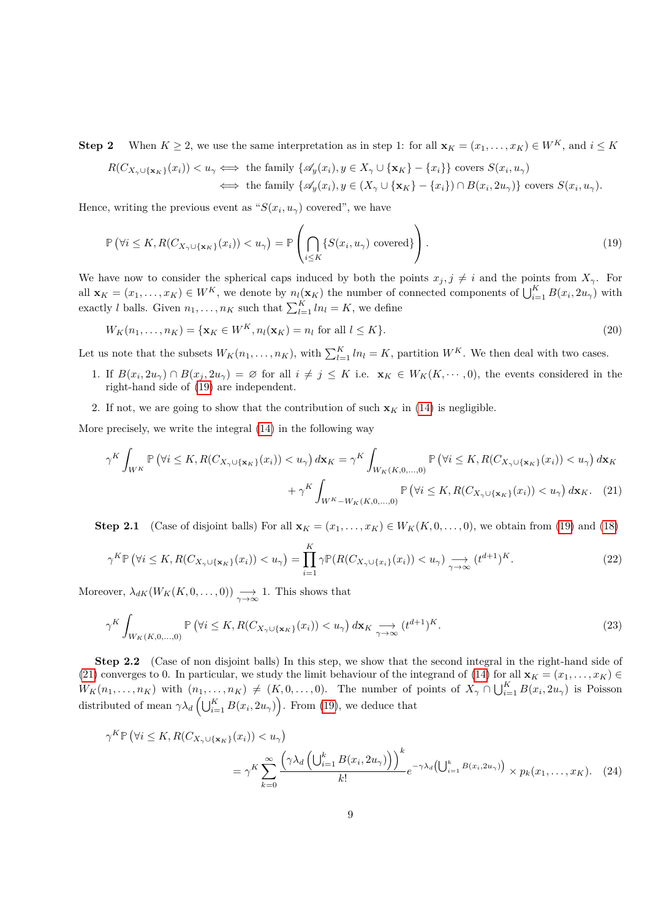**Step 2** When $K \geq 2$, we use the same interpretation as in step 1: for all $\mathbf{x}_K = (x_1, \dots, x_K) \in W^K$, and $i \leq K$

$$
\begin{aligned}
R(C_{X_\gamma \cup \{\mathbf{x}_K\}}(x_i)) < u_\gamma &\iff \text{the family } \{\mathscr{A}_y(x_i), y \in X_\gamma \cup \{\mathbf{x}_K\} - \{x_i\}\} \text{ covers } S(x_i, u_\gamma) \\
&\iff \text{the family } \{\mathscr{A}_y(x_i), y \in (X_\gamma \cup \{\mathbf{x}_K\} - \{x_i\}) \cap B(x_i, 2u_\gamma)\} \text{ covers } S(x_i, u_\gamma).
\end{aligned}
$$

Hence, writing the previous event as "$S(x_i, u_\gamma)$ covered", we have

$$
\mathbb{P}\left(\forall i \leq K, R(C_{X_\gamma \cup \{\mathbf{x}_K\}}(x_i)) < u_\gamma\right) = \mathbb{P}\left(\bigcap_{i \leq K} \{S(x_i, u_\gamma) \text{ covered}\}\right). \tag{19}
$$

We have now to consider the spherical caps induced by both the points $x_j, j \neq i$ and the points from $X_\gamma$. For all $\mathbf{x}_K = (x_1, \dots, x_K) \in W^K$, we denote by $n_l(\mathbf{x}_K)$ the number of connected components of $\bigcup_{i=1}^K B(x_i, 2u_\gamma)$ with exactly $l$ balls. Given $n_1, \dots, n_K$ such that $\sum_{l=1}^K l n_l = K$, we define

$$
W_K(n_1, \dots, n_K) = \{\mathbf{x}_K \in W^K, n_l(\mathbf{x}_K) = n_l \text{ for all } l \leq K\}. \tag{20}
$$

Let us note that the subsets $W_K(n_1, \dots, n_K)$, with $\sum_{l=1}^K l n_l = K$, partition $W^K$. We then deal with two cases.

1. If $B(x_i, 2u_\gamma) \cap B(x_j, 2u_\gamma) = \varnothing$ for all $i \neq j \leq K$ i.e. $\mathbf{x}_K \in W_K(K, \cdots, 0)$, the events considered in the right-hand side of (19) are independent.
2. If not, we are going to show that the contribution of such $\mathbf{x}_K$ in (14) is negligible.

More precisely, we write the integral (14) in the following way

$$
\begin{aligned}
\gamma^K \int_{W^K} \mathbb{P}\left(\forall i \leq K, R(C_{X_\gamma \cup \{\mathbf{x}_K\}}(x_i)) < u_\gamma\right) d\mathbf{x}_K &= \gamma^K \int_{W_K(K,0,\dots,0)} \mathbb{P}\left(\forall i \leq K, R(C_{X_\gamma \cup \{\mathbf{x}_K\}}(x_i)) < u_\gamma\right) d\mathbf{x}_K \\
&\quad + \gamma^K \int_{W^K - W_K(K,0,\dots,0)} \mathbb{P}\left(\forall i \leq K, R(C_{X_\gamma \cup \{\mathbf{x}_K\}}(x_i)) < u_\gamma\right) d\mathbf{x}_K.
\end{aligned} \tag{21}
$$

**Step 2.1** (Case of disjoint balls) For all $\mathbf{x}_K = (x_1, \dots, x_K) \in W_K(K, 0, \dots, 0)$, we obtain from (19) and (18)

$$
\gamma^K \mathbb{P}\left(\forall i \leq K, R(C_{X_\gamma \cup \{\mathbf{x}_K\}}(x_i)) < u_\gamma\right) = \prod_{i=1}^K \gamma \mathbb{P}(R(C_{X_\gamma \cup \{x_i\}}(x_i)) < u_\gamma) \underset{\gamma \to \infty}{\longrightarrow} (t^{d+1})^K. \tag{22}
$$

Moreover, $\lambda_{dK}(W_K(K, 0, \dots, 0)) \underset{\gamma \to \infty}{\longrightarrow} 1$. This shows that

$$
\gamma^K \int_{W_K(K,0,\dots,0)} \mathbb{P}\left(\forall i \leq K, R(C_{X_\gamma \cup \{\mathbf{x}_K\}}(x_i)) < u_\gamma\right) d\mathbf{x}_K \underset{\gamma \to \infty}{\longrightarrow} (t^{d+1})^K. \tag{23}
$$

**Step 2.2** (Case of non disjoint balls) In this step, we show that the second integral in the right-hand side of (21) converges to 0. In particular, we study the limit behaviour of the integrand of (14) for all $\mathbf{x}_K = (x_1, \dots, x_K) \in W_K(n_1, \dots, n_K)$ with $(n_1, \dots, n_K) \neq (K, 0, \dots, 0)$. The number of points of $X_\gamma \cap \bigcup_{i=1}^K B(x_i, 2u_\gamma)$ is Poisson distributed of mean $\gamma \lambda_d\left(\bigcup_{i=1}^K B(x_i, 2u_\gamma)\right)$. From (19), we deduce that

$$
\begin{aligned}
&\gamma^K \mathbb{P}\left(\forall i \leq K, R(C_{X_\gamma \cup \{\mathbf{x}_K\}}(x_i)) < u_\gamma\right) \\
&\qquad = \gamma^K \sum_{k=0}^{\infty} \frac{\left(\gamma \lambda_d\left(\bigcup_{i=1}^k B(x_i, 2u_\gamma)\right)\right)^k}{k!} e^{-\gamma \lambda_d\left(\bigcup_{i=1}^k B(x_i, 2u_\gamma)\right)} \times p_k(x_1, \dots, x_K).
\end{aligned} \tag{24}
$$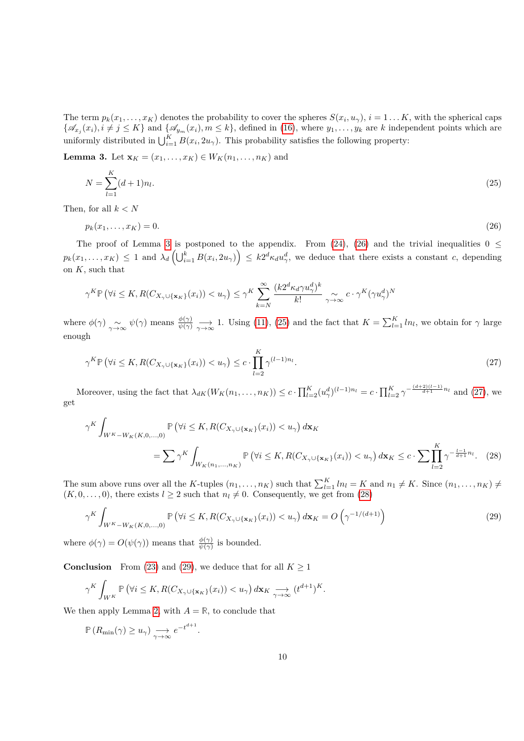The term $p_k(x_1,\dots,x_K)$ denotes the probability to cover the spheres $S(x_i,u_\gamma)$, $i=1\dots K$, with the spherical caps $\{\mathscr{A}_{x_j}(x_i), i\neq j\leq K\}$ and $\{\mathscr{A}^k_{y_m}(x_i), m\leq k\}$, defined in (16), where $y_1,\dots,y_k$ are $k$ independent points which are uniformly distributed in $\bigcup_{i=1}^K B(x_i,2u_\gamma)$. This probability satisfies the following property:

**Lemma 3.** Let $\mathbf{x}_K=(x_1,\dots,x_K)\in W_K(n_1,\dots,n_K)$ and

$$N=\sum_{l=1}^K (d+1)n_l. \tag{25}$$

Then, for all $k<N$

$$p_k(x_1,\dots,x_K)=0. \tag{26}$$

The proof of Lemma 3 is postponed to the appendix. From (24), (26) and the trivial inequalities $0\leq p_k(x_1,\dots,x_K)\leq 1$ and $\lambda_d\left(\bigcup_{i=1}^k B(x_i,2u_\gamma)\right)\leq k2^d\kappa_d u_\gamma^d$, we deduce that there exists a constant $c$, depending on $K$, such that

$$\gamma^K\mathbb{P}\left(\forall i\leq K, R(C_{X_\gamma\cup\{\mathbf{x}_K\}}(x_i))<u_\gamma\right)\leq \gamma^K\sum_{k=N}^\infty \frac{(k2^d\kappa_d\gamma u_\gamma^d)^k}{k!} \underset{\gamma\to\infty}{\sim} c\cdot\gamma^K(\gamma u_\gamma^d)^N$$

where $\phi(\gamma)\underset{\gamma\to\infty}{\sim}\psi(\gamma)$ means $\frac{\phi(\gamma)}{\psi(\gamma)}\underset{\gamma\to\infty}{\longrightarrow}1$. Using (11), (25) and the fact that $K=\sum_{l=1}^K ln_l$, we obtain for $\gamma$ large enough

$$\gamma^K\mathbb{P}\left(\forall i\leq K, R(C_{X_\gamma\cup\{\mathbf{x}_K\}}(x_i))<u_\gamma\right)\leq c\cdot\prod_{l=2}^K\gamma^{(l-1)n_l}. \tag{27}$$

Moreover, using the fact that $\lambda_{dK}(W_K(n_1,\dots,n_K))\leq c\cdot\prod_{l=2}^K(u_\gamma^d)^{(l-1)n_l}=c\cdot\prod_{l=2}^K\gamma^{-\frac{(d+2)(l-1)}{d+1}n_l}$ and (27), we get

$$\begin{aligned}\gamma^K&\int_{W^K-W_K(K,0,\dots,0)}\mathbb{P}\left(\forall i\leq K, R(C_{X_\gamma\cup\{\mathbf{x}_K\}}(x_i))<u_\gamma\right)d\mathbf{x}_K\\&=\sum\gamma^K\int_{W_K(n_1,\dots,n_K)}\mathbb{P}\left(\forall i\leq K, R(C_{X_\gamma\cup\{\mathbf{x}_K\}}(x_i))<u_\gamma\right)d\mathbf{x}_K\leq c\cdot\sum\prod_{l=2}^K\gamma^{-\frac{l-1}{d+1}n_l}.\end{aligned} \tag{28}$$

The sum above runs over all the $K$-tuples $(n_1,\dots,n_K)$ such that $\sum_{l=1}^K ln_l=K$ and $n_1\neq K$. Since $(n_1,\dots,n_K)\neq(K,0,\dots,0)$, there exists $l\geq 2$ such that $n_l\neq 0$. Consequently, we get from (28)

$$\gamma^K\int_{W^K-W_K(K,0,\dots,0)}\mathbb{P}\left(\forall i\leq K, R(C_{X_\gamma\cup\{\mathbf{x}_K\}}(x_i))<u_\gamma\right)d\mathbf{x}_K=O\left(\gamma^{-1/(d+1)}\right) \tag{29}$$

where $\phi(\gamma)=O(\psi(\gamma))$ means that $\frac{\phi(\gamma)}{\psi(\gamma)}$ is bounded.

**Conclusion** From (23) and (29), we deduce that for all $K\geq 1$

$$\gamma^K\int_{W^K}\mathbb{P}\left(\forall i\leq K, R(C_{X_\gamma\cup\{\mathbf{x}_K\}}(x_i))<u_\gamma\right)d\mathbf{x}_K\underset{\gamma\to\infty}{\longrightarrow}(t^{d+1})^K.$$

We then apply Lemma 2, with $A=\mathbb{R}$, to conclude that

$$\mathbb{P}\left(R_{\min}(\gamma)\geq u_\gamma\right)\underset{\gamma\to\infty}{\longrightarrow}e^{-t^{d+1}}.$$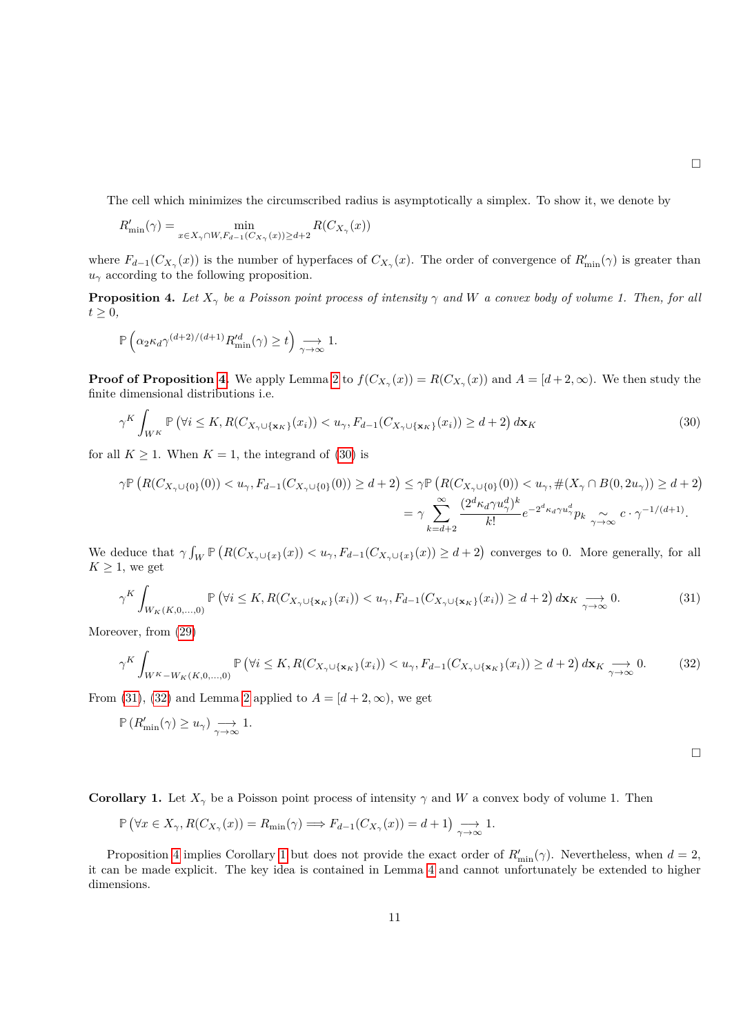□

The cell which minimizes the circumscribed radius is asymptotically a simplex. To show it, we denote by

$$R'_{\min}(\gamma) = \min_{x \in X_\gamma \cap W, F_{d-1}(C_{X_\gamma}(x)) \geq d+2} R(C_{X_\gamma}(x))$$

where $F_{d-1}(C_{X_\gamma}(x))$ is the number of hyperfaces of $C_{X_\gamma}(x)$. The order of convergence of $R'_{\min}(\gamma)$ is greater than $u_\gamma$ according to the following proposition.

**Proposition 4.** *Let $X_\gamma$ be a Poisson point process of intensity $\gamma$ and $W$ a convex body of volume 1. Then, for all $t \geq 0$,*

$$\mathbb{P}\left(\alpha_2 \kappa_d \gamma^{(d+2)/(d+1)} R'^{d}_{\min}(\gamma) \geq t\right) \underset{\gamma \to \infty}{\longrightarrow} 1.$$

**Proof of Proposition 4.** We apply Lemma 2 to $f(C_{X_\gamma}(x)) = R(C_{X_\gamma}(x))$ and $A = [d+2, \infty)$. We then study the finite dimensional distributions i.e.

$$\gamma^K \int_{W^K} \mathbb{P}\left(\forall i \leq K, R(C_{X_\gamma \cup \{\mathbf{x}_K\}}(x_i)) < u_\gamma, F_{d-1}(C_{X_\gamma \cup \{\mathbf{x}_K\}}(x_i)) \geq d+2\right) d\mathbf{x}_K \tag{30}$$

for all $K \geq 1$. When $K = 1$, the integrand of (30) is

$$\begin{aligned}\gamma \mathbb{P}\left(R(C_{X_\gamma \cup \{0\}}(0)) < u_\gamma, F_{d-1}(C_{X_\gamma \cup \{0\}}(0)) \geq d+2\right) &\leq \gamma \mathbb{P}\left(R(C_{X_\gamma \cup \{0\}}(0)) < u_\gamma, \#(X_\gamma \cap B(0, 2u_\gamma)) \geq d+2\right) \\ &= \gamma \sum_{k=d+2}^{\infty} \frac{(2^d \kappa_d \gamma u_\gamma^d)^k}{k!} e^{-2^d \kappa_d \gamma u_\gamma^d} p_k \underset{\gamma \to \infty}{\sim} c \cdot \gamma^{-1/(d+1)}.\end{aligned}$$

We deduce that $\gamma \int_W \mathbb{P}\left(R(C_{X_\gamma \cup \{x\}}(x)) < u_\gamma, F_{d-1}(C_{X_\gamma \cup \{x\}}(x)) \geq d+2\right)$ converges to 0. More generally, for all $K \geq 1$, we get

$$\gamma^K \int_{W_K(K,0,\ldots,0)} \mathbb{P}\left(\forall i \leq K, R(C_{X_\gamma \cup \{\mathbf{x}_K\}}(x_i)) < u_\gamma, F_{d-1}(C_{X_\gamma \cup \{\mathbf{x}_K\}}(x_i)) \geq d+2\right) d\mathbf{x}_K \underset{\gamma \to \infty}{\longrightarrow} 0. \tag{31}$$

Moreover, from (29)

$$\gamma^K \int_{W^K - W_K(K,0,\ldots,0)} \mathbb{P}\left(\forall i \leq K, R(C_{X_\gamma \cup \{\mathbf{x}_K\}}(x_i)) < u_\gamma, F_{d-1}(C_{X_\gamma \cup \{\mathbf{x}_K\}}(x_i)) \geq d+2\right) d\mathbf{x}_K \underset{\gamma \to \infty}{\longrightarrow} 0. \tag{32}$$

From (31), (32) and Lemma 2 applied to $A = [d+2, \infty)$, we get

$$\mathbb{P}\left(R'_{\min}(\gamma) \geq u_\gamma\right) \underset{\gamma \to \infty}{\longrightarrow} 1.$$

□

**Corollary 1.** Let $X_\gamma$ be a Poisson point process of intensity $\gamma$ and $W$ a convex body of volume 1. Then

$$\mathbb{P}\left(\forall x \in X_\gamma, R(C_{X_\gamma}(x)) = R_{\min}(\gamma) \Longrightarrow F_{d-1}(C_{X_\gamma}(x)) = d+1\right) \underset{\gamma \to \infty}{\longrightarrow} 1.$$

Proposition 4 implies Corollary 1 but does not provide the exact order of $R'_{\min}(\gamma)$. Nevertheless, when $d = 2$, it can be made explicit. The key idea is contained in Lemma 4 and cannot unfortunately be extended to higher dimensions.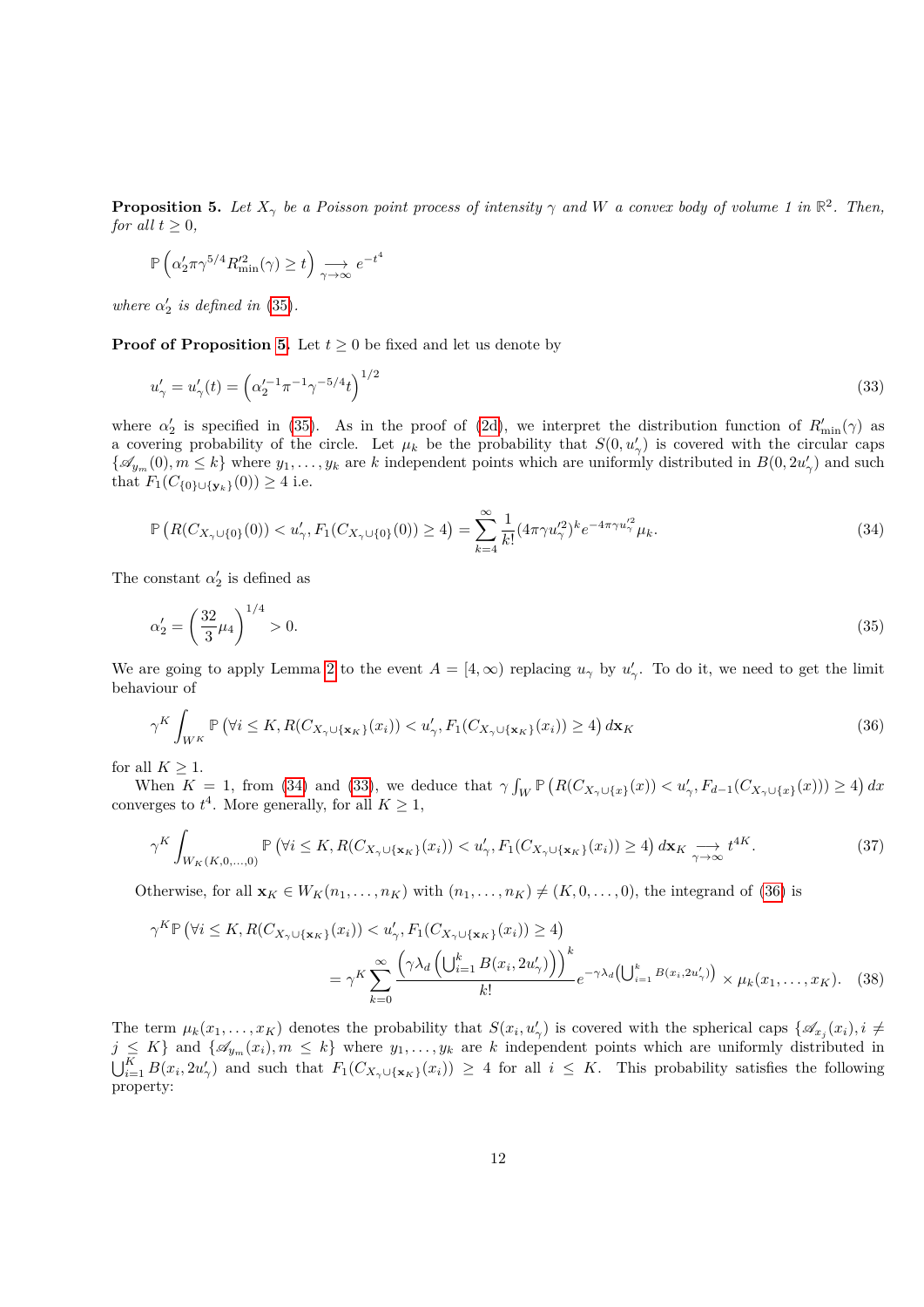**Proposition 5.** *Let $X_\gamma$ be a Poisson point process of intensity $\gamma$ and $W$ a convex body of volume 1 in $\mathbb{R}^2$. Then, for all $t \geq 0$,*

$$\mathbb{P}\left(\alpha_2' \pi \gamma^{5/4} R'^2_{\min}(\gamma) \geq t\right) \underset{\gamma\to\infty}{\longrightarrow} e^{-t^4}$$

*where $\alpha_2'$ is defined in (35).*

**Proof of Proposition 5.** Let $t \geq 0$ be fixed and let us denote by

$$u_\gamma' = u_\gamma'(t) = \left(\alpha_2'^{-1}\pi^{-1}\gamma^{-5/4}t\right)^{1/2} \tag{33}$$

where $\alpha_2'$ is specified in (35). As in the proof of (2d), we interpret the distribution function of $R'_{\min}(\gamma)$ as a covering probability of the circle. Let $\mu_k$ be the probability that $S(0, u_\gamma')$ is covered with the circular caps $\{\mathscr{A}_{y_m}(0), m \leq k\}$ where $y_1, \ldots, y_k$ are $k$ independent points which are uniformly distributed in $B(0, 2u_\gamma')$ and such that $F_1(C_{\{0\}\cup\{\mathbf{y}_k\}}(0)) \geq 4$ i.e.

$$\mathbb{P}\left(R(C_{X_\gamma \cup \{0\}}(0)) < u_\gamma', F_1(C_{X_\gamma\cup\{0\}}(0)) \geq 4\right) = \sum_{k=4}^{\infty} \frac{1}{k!}(4\pi\gamma u_\gamma'^2)^k e^{-4\pi\gamma u_\gamma'^2}\mu_k. \tag{34}$$

The constant $\alpha_2'$ is defined as

$$\alpha_2' = \left(\frac{32}{3}\mu_4\right)^{1/4} > 0. \tag{35}$$

We are going to apply Lemma 2 to the event $A = [4, \infty)$ replacing $u_\gamma$ by $u_\gamma'$. To do it, we need to get the limit behaviour of

$$\gamma^K \int_{W^K} \mathbb{P}\left(\forall i \leq K, R(C_{X_\gamma\cup\{\mathbf{x}_K\}}(x_i)) < u_\gamma', F_1(C_{X_\gamma\cup\{\mathbf{x}_K\}}(x_i)) \geq 4\right) d\mathbf{x}_K \tag{36}$$

for all $K \geq 1$.

When $K = 1$, from (34) and (33), we deduce that $\gamma \int_W \mathbb{P}\left(R(C_{X_\gamma\cup\{x\}}(x)) < u_\gamma', F_{d-1}(C_{X_\gamma\cup\{x\}}(x))) \geq 4\right) dx$ converges to $t^4$. More generally, for all $K \geq 1$,

$$\gamma^K \int_{W_K(K,0,\ldots,0)} \mathbb{P}\left(\forall i \leq K, R(C_{X_\gamma\cup\{\mathbf{x}_K\}}(x_i)) < u_\gamma', F_1(C_{X_\gamma\cup\{\mathbf{x}_K\}}(x_i)) \geq 4\right) d\mathbf{x}_K \underset{\gamma\to\infty}{\longrightarrow} t^{4K}. \tag{37}$$

Otherwise, for all $\mathbf{x}_K \in W_K(n_1, \ldots, n_K)$ with $(n_1, \ldots, n_K) \neq (K, 0, \ldots, 0)$, the integrand of (36) is

$$\begin{aligned}\gamma^K \mathbb{P}&\left(\forall i \leq K, R(C_{X_\gamma\cup\{\mathbf{x}_K\}}(x_i)) < u_\gamma', F_1(C_{X_\gamma\cup\{\mathbf{x}_K\}}(x_i)) \geq 4\right)\\ &= \gamma^K \sum_{k=0}^{\infty} \frac{\left(\gamma\lambda_d\left(\bigcup_{i=1}^k B(x_i, 2u_\gamma')\right)\right)^k}{k!} e^{-\gamma\lambda_d\left(\bigcup_{i=1}^k B(x_i, 2u_\gamma')\right)} \times \mu_k(x_1, \ldots, x_K).\end{aligned} \tag{38}$$

The term $\mu_k(x_1, \ldots, x_K)$ denotes the probability that $S(x_i, u_\gamma')$ is covered with the spherical caps $\{\mathscr{A}_{x_j}(x_i), i \neq j \leq K\}$ and $\{\mathscr{A}_{y_m}(x_i), m \leq k\}$ where $y_1, \ldots, y_k$ are $k$ independent points which are uniformly distributed in $\bigcup_{i=1}^K B(x_i, 2u_\gamma')$ and such that $F_1(C_{X_\gamma\cup\{\mathbf{x}_K\}}(x_i)) \geq 4$ for all $i \leq K$. This probability satisfies the following property: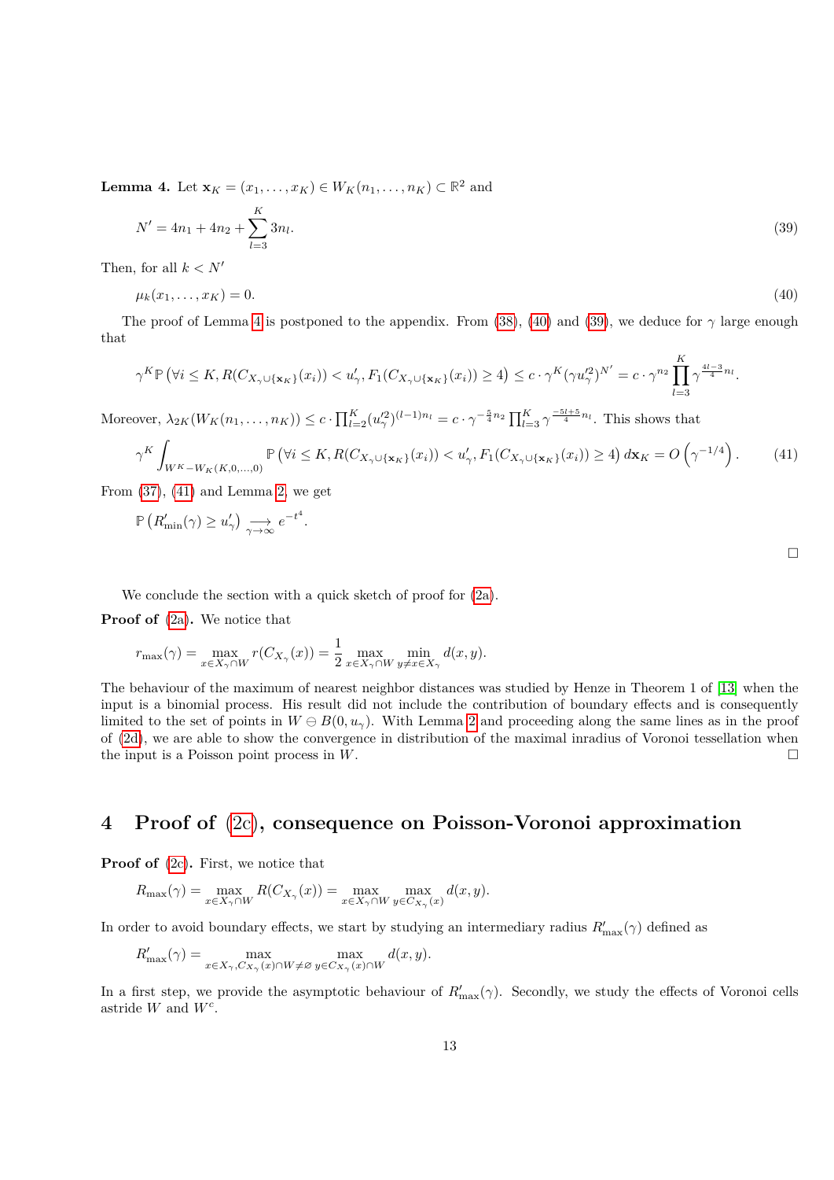**Lemma 4.** Let $\mathbf{x}_K = (x_1, \ldots, x_K) \in W_K(n_1, \ldots, n_K) \subset \mathbb{R}^2$ and

$$N' = 4n_1 + 4n_2 + \sum_{l=3}^{K} 3n_l. \tag{39}$$

Then, for all $k < N'$

$$\mu_k(x_1, \ldots, x_K) = 0. \tag{40}$$

The proof of Lemma 4 is postponed to the appendix. From (38), (40) and (39), we deduce for $\gamma$ large enough that

$$\gamma^K \mathbb{P}\left(\forall i \leq K, R(C_{X_\gamma \cup \{\mathbf{x}_K\}}(x_i)) < u'_\gamma, F_1(C_{X_\gamma \cup \{\mathbf{x}_K\}}(x_i)) \geq 4\right) \leq c \cdot \gamma^K (\gamma u_\gamma'^2)^{N'} = c \cdot \gamma^{n_2} \prod_{l=3}^{K} \gamma^{\frac{4l-3}{4} n_l}.$$

Moreover, $\lambda_{2K}(W_K(n_1, \ldots, n_K)) \leq c \cdot \prod_{l=2}^{K} (u_\gamma'^2)^{(l-1)n_l} = c \cdot \gamma^{-\frac{5}{4}n_2} \prod_{l=3}^{K} \gamma^{\frac{-5l+5}{4} n_l}$. This shows that

$$\gamma^K \int_{W^K - W_K(K,0,\ldots,0)} \mathbb{P}\left(\forall i \leq K, R(C_{X_\gamma \cup \{\mathbf{x}_K\}}(x_i)) < u'_\gamma, F_1(C_{X_\gamma \cup \{\mathbf{x}_K\}}(x_i)) \geq 4\right) d\mathbf{x}_K = O\left(\gamma^{-1/4}\right). \tag{41}$$

From (37), (41) and Lemma 2, we get

$$\mathbb{P}\left(R'_{\min}(\gamma) \geq u'_\gamma\right) \underset{\gamma \to \infty}{\longrightarrow} e^{-t^4}.$$

$\square$

We conclude the section with a quick sketch of proof for (2a).

**Proof of (2a).** We notice that

$$r_{\max}(\gamma) = \max_{x \in X_\gamma \cap W} r(C_{X_\gamma}(x)) = \frac{1}{2} \max_{x \in X_\gamma \cap W} \min_{y \neq x \in X_\gamma} d(x, y).$$

The behaviour of the maximum of nearest neighbor distances was studied by Henze in Theorem 1 of [13] when the input is a binomial process. His result did not include the contribution of boundary effects and is consequently limited to the set of points in $W \ominus B(0, u_\gamma)$. With Lemma 2 and proceeding along the same lines as in the proof of (2d), we are able to show the convergence in distribution of the maximal inradius of Voronoi tessellation when the input is a Poisson point process in $W$. $\square$

## 4 Proof of (2c), consequence on Poisson-Voronoi approximation

**Proof of (2c).** First, we notice that

$$R_{\max}(\gamma) = \max_{x \in X_\gamma \cap W} R(C_{X_\gamma}(x)) = \max_{x \in X_\gamma \cap W} \max_{y \in C_{X_\gamma}(x)} d(x, y).$$

In order to avoid boundary effects, we start by studying an intermediary radius $R'_{\max}(\gamma)$ defined as

$$R'_{\max}(\gamma) = \max_{x \in X_\gamma, C_{X_\gamma}(x) \cap W \neq \varnothing} \max_{y \in C_{X_\gamma}(x) \cap W} d(x, y).$$

In a first step, we provide the asymptotic behaviour of $R'_{\max}(\gamma)$. Secondly, we study the effects of Voronoi cells astride $W$ and $W^c$.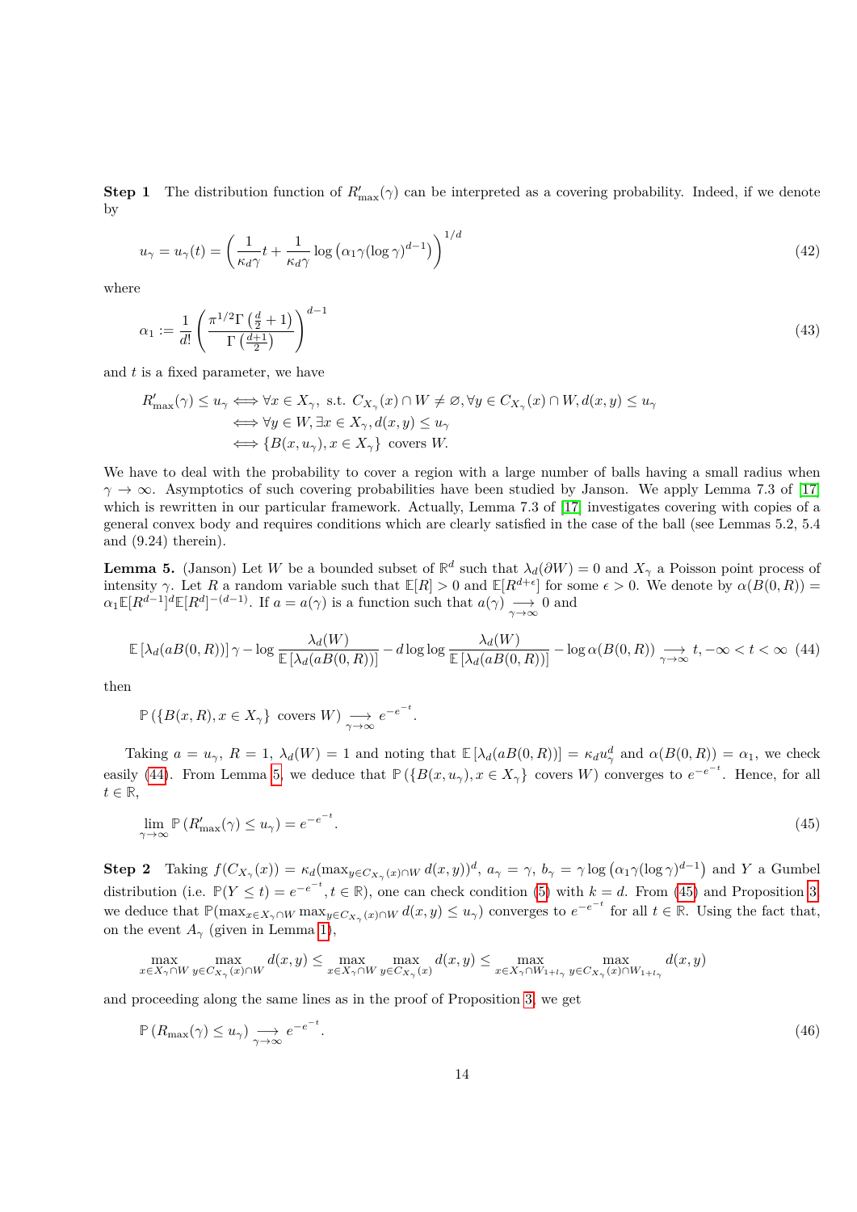**Step 1** The distribution function of $R'_{\max}(\gamma)$ can be interpreted as a covering probability. Indeed, if we denote by

$$u_\gamma = u_\gamma(t) = \left(\frac{1}{\kappa_d \gamma} t + \frac{1}{\kappa_d \gamma} \log\left(\alpha_1 \gamma (\log \gamma)^{d-1}\right)\right)^{1/d} \tag{42}$$

where

$$\alpha_1 := \frac{1}{d!}\left(\frac{\pi^{1/2}\Gamma\left(\frac{d}{2}+1\right)}{\Gamma\left(\frac{d+1}{2}\right)}\right)^{d-1} \tag{43}$$

and $t$ is a fixed parameter, we have

$$\begin{aligned}
R'_{\max}(\gamma) \leq u_\gamma &\iff \forall x \in X_\gamma, \text{ s.t. } C_{X_\gamma}(x) \cap W \neq \varnothing, \forall y \in C_{X_\gamma}(x) \cap W, d(x,y) \leq u_\gamma \\
&\iff \forall y \in W, \exists x \in X_\gamma, d(x,y) \leq u_\gamma \\
&\iff \{B(x, u_\gamma), x \in X_\gamma\} \text{ covers } W.
\end{aligned}$$

We have to deal with the probability to cover a region with a large number of balls having a small radius when $\gamma \to \infty$. Asymptotics of such covering probabilities have been studied by Janson. We apply Lemma 7.3 of [17] which is rewritten in our particular framework. Actually, Lemma 7.3 of [17] investigates covering with copies of a general convex body and requires conditions which are clearly satisfied in the case of the ball (see Lemmas 5.2, 5.4 and (9.24) therein).

**Lemma 5.** (Janson) Let $W$ be a bounded subset of $\mathbb{R}^d$ such that $\lambda_d(\partial W) = 0$ and $X_\gamma$ a Poisson point process of intensity $\gamma$. Let $R$ a random variable such that $\mathbb{E}[R] > 0$ and $\mathbb{E}[R^{d+\epsilon}]$ for some $\epsilon > 0$. We denote by $\alpha(B(0,R)) = \alpha_1 \mathbb{E}[R^{d-1}]^d \mathbb{E}[R^d]^{-(d-1)}$. If $a = a(\gamma)$ is a function such that $a(\gamma) \underset{\gamma\to\infty}{\longrightarrow} 0$ and

$$\mathbb{E}\left[\lambda_d(aB(0,R))\right]\gamma - \log \frac{\lambda_d(W)}{\mathbb{E}\left[\lambda_d(aB(0,R))\right]} - d\log\log \frac{\lambda_d(W)}{\mathbb{E}\left[\lambda_d(aB(0,R))\right]} - \log \alpha(B(0,R)) \underset{\gamma\to\infty}{\longrightarrow} t, -\infty < t < \infty \tag{44}$$

then

$$\mathbb{P}\left(\{B(x,R), x \in X_\gamma\} \text{ covers } W\right) \underset{\gamma\to\infty}{\longrightarrow} e^{-e^{-t}}.$$

Taking $a = u_\gamma$, $R = 1$, $\lambda_d(W) = 1$ and noting that $\mathbb{E}\left[\lambda_d(aB(0,R))\right] = \kappa_d u_\gamma^d$ and $\alpha(B(0,R)) = \alpha_1$, we check easily (44). From Lemma 5, we deduce that $\mathbb{P}\left(\{B(x,u_\gamma), x \in X_\gamma\} \text{ covers } W\right)$ converges to $e^{-e^{-t}}$. Hence, for all $t \in \mathbb{R}$,

$$\lim_{\gamma\to\infty} \mathbb{P}\left(R'_{\max}(\gamma) \leq u_\gamma\right) = e^{-e^{-t}}. \tag{45}$$

**Step 2** Taking $f(C_{X_\gamma}(x)) = \kappa_d(\max_{y \in C_{X_\gamma}(x)\cap W} d(x,y))^d$, $a_\gamma = \gamma$, $b_\gamma = \gamma \log\left(\alpha_1 \gamma(\log\gamma)^{d-1}\right)$ and $Y$ a Gumbel distribution (i.e. $\mathbb{P}(Y \leq t) = e^{-e^{-t}}, t \in \mathbb{R}$), one can check condition (5) with $k = d$. From (45) and Proposition 3, we deduce that $\mathbb{P}(\max_{x \in X_\gamma \cap W} \max_{y \in C_{X_\gamma}(x)\cap W} d(x,y) \leq u_\gamma)$ converges to $e^{-e^{-t}}$ for all $t \in \mathbb{R}$. Using the fact that, on the event $A_\gamma$ (given in Lemma 1),

$$\max_{x \in X_\gamma \cap W} \max_{y \in C_{X_\gamma}(x)\cap W} d(x,y) \leq \max_{x \in X_\gamma \cap W} \max_{y \in C_{X_\gamma}(x)} d(x,y) \leq \max_{x \in X_\gamma \cap W_{1+l_\gamma}} \max_{y \in C_{X_\gamma}(x)\cap W_{1+l_\gamma}} d(x,y)$$

and proceeding along the same lines as in the proof of Proposition 3, we get

$$\mathbb{P}\left(R_{\max}(\gamma) \leq u_\gamma\right) \underset{\gamma\to\infty}{\longrightarrow} e^{-e^{-t}}. \tag{46}$$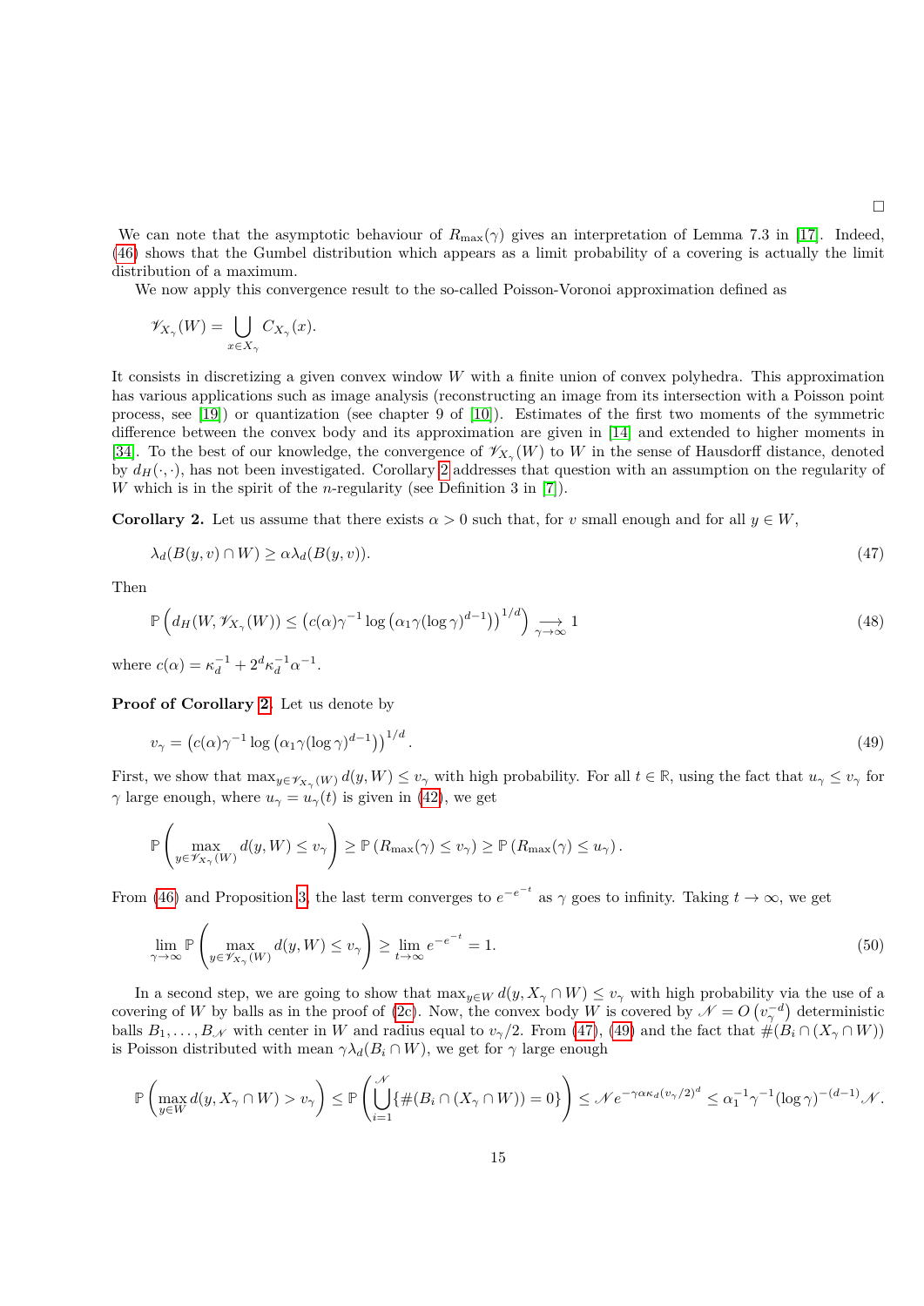□

We can note that the asymptotic behaviour of $R_{\max}(\gamma)$ gives an interpretation of Lemma 7.3 in [17]. Indeed, (46) shows that the Gumbel distribution which appears as a limit probability of a covering is actually the limit distribution of a maximum.

We now apply this convergence result to the so-called Poisson-Voronoi approximation defined as

$$\mathscr{V}_{X_\gamma}(W) = \bigcup_{x \in X_\gamma} C_{X_\gamma}(x).$$

It consists in discretizing a given convex window $W$ with a finite union of convex polyhedra. This approximation has various applications such as image analysis (reconstructing an image from its intersection with a Poisson point process, see [19]) or quantization (see chapter 9 of [10]). Estimates of the first two moments of the symmetric difference between the convex body and its approximation are given in [14] and extended to higher moments in [34]. To the best of our knowledge, the convergence of $\mathscr{V}_{X_\gamma}(W)$ to $W$ in the sense of Hausdorff distance, denoted by $d_H(\cdot,\cdot)$, has not been investigated. Corollary 2 addresses that question with an assumption on the regularity of $W$ which is in the spirit of the $n$-regularity (see Definition 3 in [7]).

**Corollary 2.** Let us assume that there exists $\alpha > 0$ such that, for $v$ small enough and for all $y \in W$,

$$\lambda_d(B(y,v) \cap W) \geq \alpha \lambda_d(B(y,v)). \tag{47}$$

Then

$$\mathbb{P}\left(d_H(W, \mathscr{V}_{X_\gamma}(W)) \leq \left(c(\alpha)\gamma^{-1} \log\left(\alpha_1 \gamma (\log \gamma)^{d-1}\right)\right)^{1/d}\right) \underset{\gamma \to \infty}{\longrightarrow} 1 \tag{48}$$

where $c(\alpha) = \kappa_d^{-1} + 2^d \kappa_d^{-1} \alpha^{-1}$.

**Proof of Corollary 2.** Let us denote by

$$v_\gamma = \left(c(\alpha)\gamma^{-1} \log\left(\alpha_1 \gamma (\log \gamma)^{d-1}\right)\right)^{1/d}. \tag{49}$$

First, we show that $\max_{y \in \mathscr{V}_{X_\gamma}(W)} d(y, W) \leq v_\gamma$ with high probability. For all $t \in \mathbb{R}$, using the fact that $u_\gamma \leq v_\gamma$ for $\gamma$ large enough, where $u_\gamma = u_\gamma(t)$ is given in (42), we get

$$\mathbb{P}\left(\max_{y \in \mathscr{V}_{X_\gamma}(W)} d(y, W) \leq v_\gamma\right) \geq \mathbb{P}\left(R_{\max}(\gamma) \leq v_\gamma\right) \geq \mathbb{P}\left(R_{\max}(\gamma) \leq u_\gamma\right).$$

From (46) and Proposition 3, the last term converges to $e^{-e^{-t}}$ as $\gamma$ goes to infinity. Taking $t \to \infty$, we get

$$\lim_{\gamma \to \infty} \mathbb{P}\left(\max_{y \in \mathscr{V}_{X_\gamma}(W)} d(y, W) \leq v_\gamma\right) \geq \lim_{t \to \infty} e^{-e^{-t}} = 1. \tag{50}$$

In a second step, we are going to show that $\max_{y \in W} d(y, X_\gamma \cap W) \leq v_\gamma$ with high probability via the use of a covering of $W$ by balls as in the proof of (2c). Now, the convex body $W$ is covered by $\mathscr{N} = O\left(v_\gamma^{-d}\right)$ deterministic balls $B_1, \ldots, B_{\mathscr{N}}$ with center in $W$ and radius equal to $v_\gamma/2$. From (47), (49) and the fact that $\#(B_i \cap (X_\gamma \cap W))$ is Poisson distributed with mean $\gamma \lambda_d(B_i \cap W)$, we get for $\gamma$ large enough

$$\mathbb{P}\left(\max_{y \in W} d(y, X_\gamma \cap W) > v_\gamma\right) \leq \mathbb{P}\left(\bigcup_{i=1}^{\mathscr{N}} \{\#(B_i \cap (X_\gamma \cap W)) = 0\}\right) \leq \mathscr{N} e^{-\gamma \alpha \kappa_d (v_\gamma/2)^d} \leq \alpha_1^{-1} \gamma^{-1} (\log \gamma)^{-(d-1)} \mathscr{N}.$$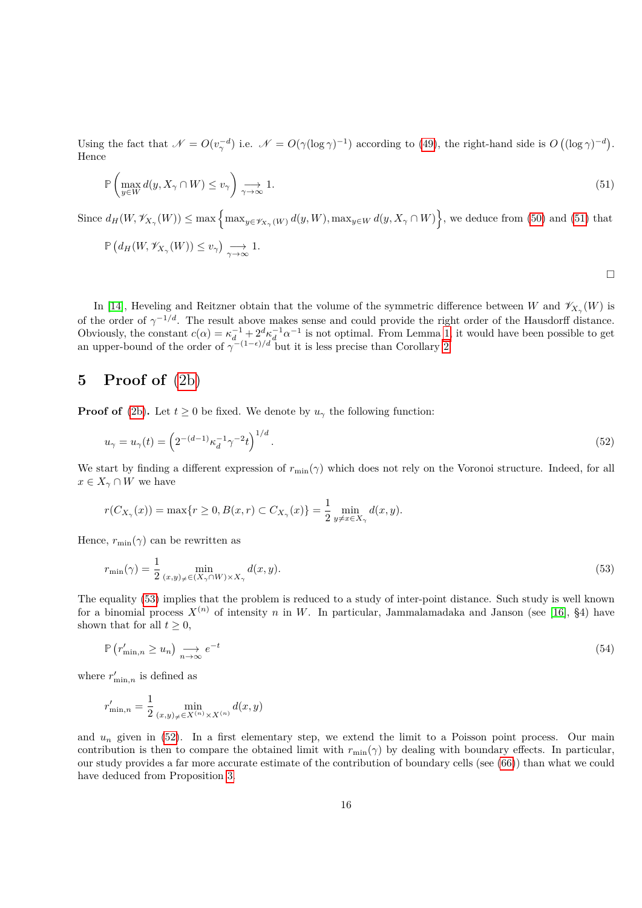Using the fact that $\mathscr{N} = O(v_\gamma^{-d})$ i.e. $\mathscr{N} = O(\gamma(\log\gamma)^{-1})$ according to (49), the right-hand side is $O\left((\log\gamma)^{-d}\right)$. Hence

$$\mathbb{P}\left(\max_{y\in W} d(y, X_\gamma \cap W) \le v_\gamma\right) \underset{\gamma\to\infty}{\longrightarrow} 1. \tag{51}$$

Since $d_H(W, \mathscr{V}_{X_\gamma}(W)) \le \max\left\{\max_{y\in\mathscr{V}_{X_\gamma}(W)} d(y, W), \max_{y\in W} d(y, X_\gamma \cap W)\right\}$, we deduce from (50) and (51) that

$$\mathbb{P}\left(d_H(W, \mathscr{V}_{X_\gamma}(W)) \le v_\gamma\right) \underset{\gamma\to\infty}{\longrightarrow} 1.$$

□

In [14], Heveling and Reitzner obtain that the volume of the symmetric difference between $W$ and $\mathscr{V}_{X_\gamma}(W)$ is of the order of $\gamma^{-1/d}$. The result above makes sense and could provide the right order of the Hausdorff distance. Obviously, the constant $c(\alpha) = \kappa_d^{-1} + 2^d\kappa_d^{-1}\alpha^{-1}$ is not optimal. From Lemma 1, it would have been possible to get an upper-bound of the order of $\gamma^{-(1-\epsilon)/d}$ but it is less precise than Corollary 2.

# 5 Proof of (2b)

**Proof of (2b).** Let $t \ge 0$ be fixed. We denote by $u_\gamma$ the following function:

$$u_\gamma = u_\gamma(t) = \left(2^{-(d-1)}\kappa_d^{-1}\gamma^{-2}t\right)^{1/d}. \tag{52}$$

We start by finding a different expression of $r_{\min}(\gamma)$ which does not rely on the Voronoi structure. Indeed, for all $x \in X_\gamma \cap W$ we have

$$r(C_{X_\gamma}(x)) = \max\{r \ge 0, B(x,r) \subset C_{X_\gamma}(x)\} = \frac{1}{2}\min_{y\neq x\in X_\gamma} d(x,y).$$

Hence, $r_{\min}(\gamma)$ can be rewritten as

$$r_{\min}(\gamma) = \frac{1}{2}\min_{(x,y)_{\neq}\in(X_\gamma\cap W)\times X_\gamma} d(x,y). \tag{53}$$

The equality (53) implies that the problem is reduced to a study of inter-point distance. Such study is well known for a binomial process $X^{(n)}$ of intensity $n$ in $W$. In particular, Jammalamadaka and Janson (see [16], §4) have shown that for all $t \ge 0$,

$$\mathbb{P}\left(r'_{\min,n} \ge u_n\right) \underset{n\to\infty}{\longrightarrow} e^{-t} \tag{54}$$

where $r'_{\min,n}$ is defined as

$$r'_{\min,n} = \frac{1}{2}\min_{(x,y)_{\neq}\in X^{(n)}\times X^{(n)}} d(x,y)$$

and $u_n$ given in (52). In a first elementary step, we extend the limit to a Poisson point process. Our main contribution is then to compare the obtained limit with $r_{\min}(\gamma)$ by dealing with boundary effects. In particular, our study provides a far more accurate estimate of the contribution of boundary cells (see (66)) than what we could have deduced from Proposition 3.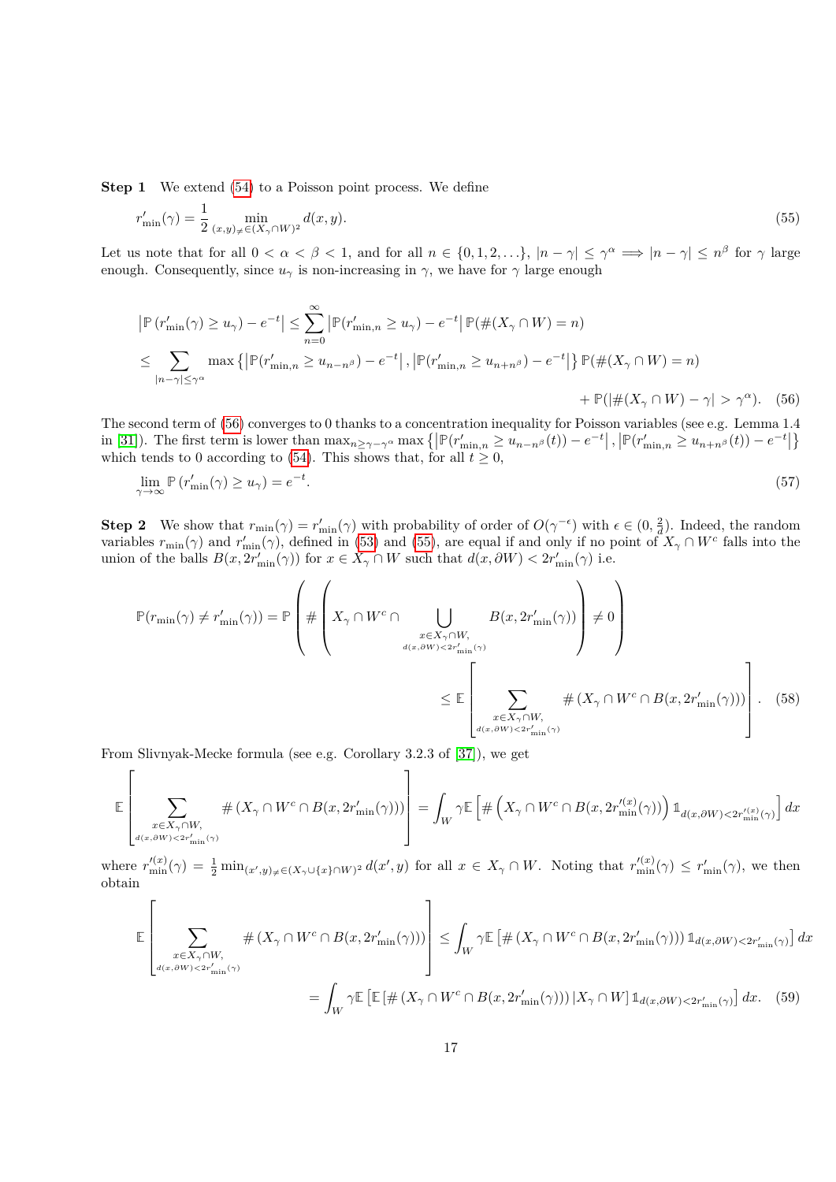**Step 1** We extend (54) to a Poisson point process. We define

$$r'_{\min}(\gamma) = \frac{1}{2} \min_{(x,y)\neq \in (X_\gamma \cap W)^2} d(x,y). \tag{55}$$

Let us note that for all $0 < \alpha < \beta < 1$, and for all $n \in \{0,1,2,\ldots\}$, $|n-\gamma| \leq \gamma^\alpha \implies |n-\gamma| \leq n^\beta$ for $\gamma$ large enough. Consequently, since $u_\gamma$ is non-increasing in $\gamma$, we have for $\gamma$ large enough

$$\begin{aligned}
\left|\mathbb{P}\left(r'_{\min}(\gamma) \geq u_\gamma\right) - e^{-t}\right| &\leq \sum_{n=0}^{\infty} \left|\mathbb{P}(r'_{\min,n} \geq u_\gamma) - e^{-t}\right| \mathbb{P}(\#(X_\gamma \cap W) = n) \\
&\leq \sum_{|n-\gamma|\leq \gamma^\alpha} \max\left\{\left|\mathbb{P}(r'_{\min,n} \geq u_{n-n^\beta}) - e^{-t}\right|, \left|\mathbb{P}(r'_{\min,n} \geq u_{n+n^\beta}) - e^{-t}\right|\right\} \mathbb{P}(\#(X_\gamma \cap W) = n) \\
&\qquad + \mathbb{P}(|\#(X_\gamma \cap W) - \gamma| > \gamma^\alpha).
\end{aligned} \tag{56}$$

The second term of (56) converges to 0 thanks to a concentration inequality for Poisson variables (see e.g. Lemma 1.4 in [31]). The first term is lower than $\max_{n\geq \gamma-\gamma^\alpha} \max\left\{\left|\mathbb{P}(r'_{\min,n} \geq u_{n-n^\beta}(t)) - e^{-t}\right|, \left|\mathbb{P}(r'_{\min,n} \geq u_{n+n^\beta}(t)) - e^{-t}\right|\right\}$ which tends to 0 according to (54). This shows that, for all $t \geq 0$,

$$\lim_{\gamma\to\infty} \mathbb{P}\left(r'_{\min}(\gamma) \geq u_\gamma\right) = e^{-t}. \tag{57}$$

**Step 2** We show that $r_{\min}(\gamma) = r'_{\min}(\gamma)$ with probability of order of $O(\gamma^{-\epsilon})$ with $\epsilon \in (0, \frac{2}{d})$. Indeed, the random variables $r_{\min}(\gamma)$ and $r'_{\min}(\gamma)$, defined in (53) and (55), are equal if and only if no point of $X_\gamma \cap W^c$ falls into the union of the balls $B(x, 2r'_{\min}(\gamma))$ for $x \in X_\gamma \cap W$ such that $d(x, \partial W) < 2r'_{\min}(\gamma)$ i.e.

$$\begin{aligned}
\mathbb{P}(r_{\min}(\gamma) \neq r'_{\min}(\gamma)) &= \mathbb{P}\left(\#\left(X_\gamma \cap W^c \cap \bigcup_{\substack{x\in X_\gamma\cap W,\\ d(x,\partial W)<2r'_{\min}(\gamma)}} B(x, 2r'_{\min}(\gamma))\right) \neq 0\right) \\
&\leq \mathbb{E}\left[\sum_{\substack{x\in X_\gamma\cap W,\\ d(x,\partial W)<2r'_{\min}(\gamma)}} \#\left(X_\gamma \cap W^c \cap B(x, 2r'_{\min}(\gamma))\right)\right].
\end{aligned} \tag{58}$$

From Slivnyak-Mecke formula (see e.g. Corollary 3.2.3 of [37]), we get

$$\mathbb{E}\left[\sum_{\substack{x\in X_\gamma\cap W,\\ d(x,\partial W)<2r'_{\min}(\gamma)}} \#\left(X_\gamma \cap W^c \cap B(x, 2r'_{\min}(\gamma))\right)\right] = \int_W \gamma \mathbb{E}\left[\#\left(X_\gamma \cap W^c \cap B(x, 2r'^{(x)}_{\min}(\gamma))\right) \mathbb{1}_{d(x,\partial W)<2r'^{(x)}_{\min}(\gamma)}\right] dx$$

where $r'^{(x)}_{\min}(\gamma) = \frac{1}{2}\min_{(x',y)\neq \in (X_\gamma\cup\{x\}\cap W)^2} d(x',y)$ for all $x \in X_\gamma \cap W$. Noting that $r'^{(x)}_{\min}(\gamma) \leq r'_{\min}(\gamma)$, we then obtain

$$\begin{aligned}
\mathbb{E}\left[\sum_{\substack{x\in X_\gamma\cap W,\\ d(x,\partial W)<2r'_{\min}(\gamma)}} \#\left(X_\gamma \cap W^c \cap B(x, 2r'_{\min}(\gamma))\right)\right] &\leq \int_W \gamma \mathbb{E}\left[\#\left(X_\gamma \cap W^c \cap B(x, 2r'_{\min}(\gamma))\right) \mathbb{1}_{d(x,\partial W)<2r'_{\min}(\gamma)}\right] dx \\
&= \int_W \gamma \mathbb{E}\left[\mathbb{E}\left[\#\left(X_\gamma \cap W^c \cap B(x, 2r'_{\min}(\gamma))\right) | X_\gamma \cap W\right] \mathbb{1}_{d(x,\partial W)<2r'_{\min}(\gamma)}\right] dx.
\end{aligned} \tag{59}$$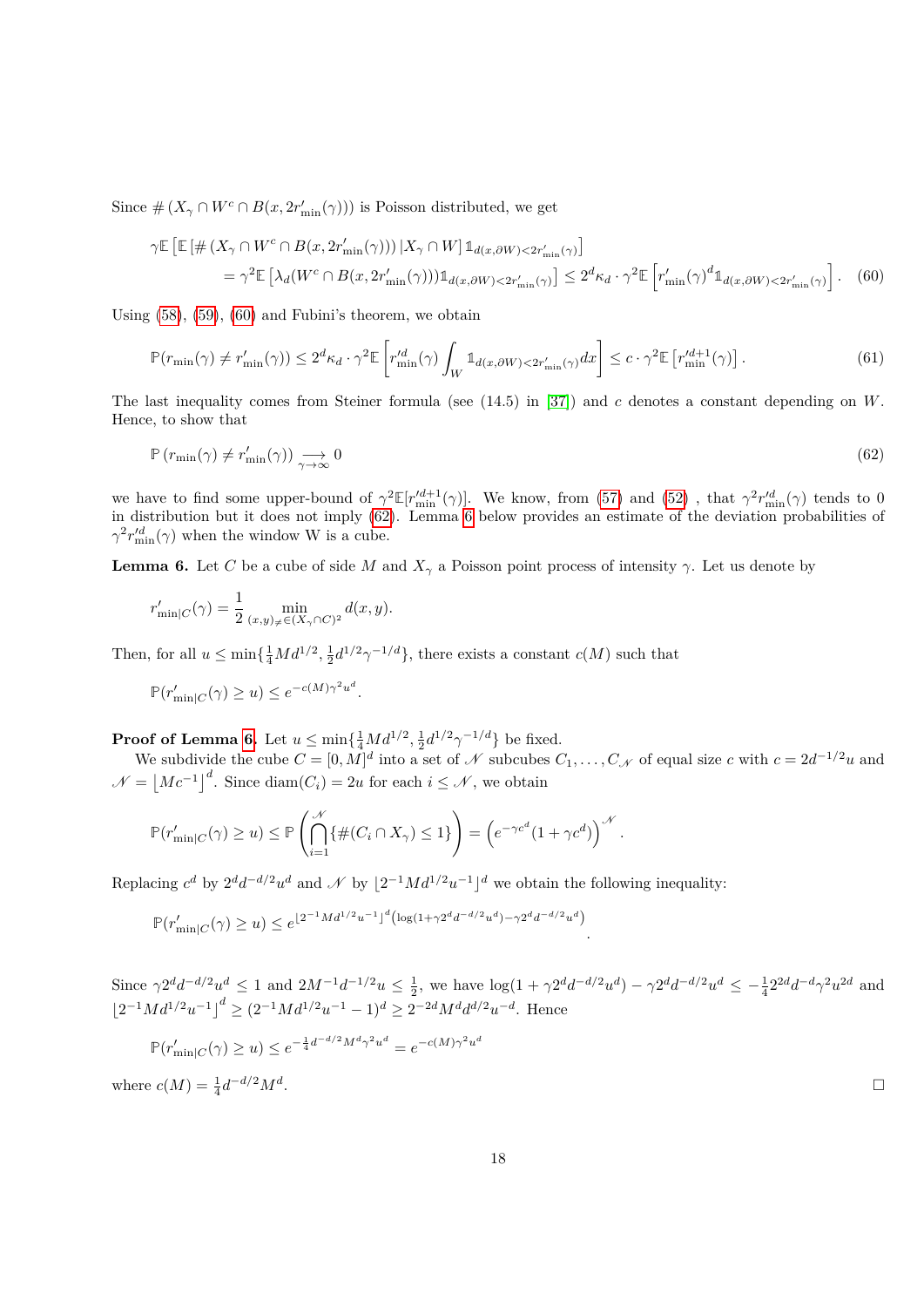Since $\#\left(X_\gamma \cap W^c \cap B(x, 2r'_{\min}(\gamma))\right)$ is Poisson distributed, we get

$$\gamma \mathbb{E}\left[\mathbb{E}\left[\#\left(X_\gamma \cap W^c \cap B(x, 2r'_{\min}(\gamma))\right) | X_\gamma \cap W\right] \mathbb{1}_{d(x,\partial W)<2r'_{\min}(\gamma)}\right]$$
$$= \gamma^2 \mathbb{E}\left[\lambda_d(W^c \cap B(x, 2r'_{\min}(\gamma)))\mathbb{1}_{d(x,\partial W)<2r'_{\min}(\gamma)}\right] \leq 2^d \kappa_d \cdot \gamma^2 \mathbb{E}\left[r'_{\min}(\gamma)^d \mathbb{1}_{d(x,\partial W)<2r'_{\min}(\gamma)}\right]. \quad (60)$$

Using (58), (59), (60) and Fubini's theorem, we obtain

$$\mathbb{P}(r_{\min}(\gamma) \neq r'_{\min}(\gamma)) \leq 2^d \kappa_d \cdot \gamma^2 \mathbb{E}\left[r'^d_{\min}(\gamma) \int_W \mathbb{1}_{d(x,\partial W)<2r'_{\min}(\gamma)} dx\right] \leq c \cdot \gamma^2 \mathbb{E}\left[r'^{d+1}_{\min}(\gamma)\right]. \quad (61)$$

The last inequality comes from Steiner formula (see (14.5) in [37]) and $c$ denotes a constant depending on $W$. Hence, to show that

$$\mathbb{P}\left(r_{\min}(\gamma) \neq r'_{\min}(\gamma)\right) \underset{\gamma \to \infty}{\longrightarrow} 0 \quad (62)$$

we have to find some upper-bound of $\gamma^2 \mathbb{E}[r'^{d+1}_{\min}(\gamma)]$. We know, from (57) and (52) , that $\gamma^2 r'^d_{\min}(\gamma)$ tends to 0 in distribution but it does not imply (62). Lemma 6 below provides an estimate of the deviation probabilities of $\gamma^2 r'^d_{\min}(\gamma)$ when the window W is a cube.

**Lemma 6.** Let $C$ be a cube of side $M$ and $X_\gamma$ a Poisson point process of intensity $\gamma$. Let us denote by

$$r'_{\min|C}(\gamma) = \frac{1}{2} \min_{(x,y)_{\neq} \in (X_\gamma \cap C)^2} d(x, y).$$

Then, for all $u \leq \min\{\frac{1}{4} M d^{1/2}, \frac{1}{2} d^{1/2} \gamma^{-1/d}\}$, there exists a constant $c(M)$ such that

$$\mathbb{P}(r'_{\min|C}(\gamma) \geq u) \leq e^{-c(M)\gamma^2 u^d}.$$

**Proof of Lemma 6.** Let $u \leq \min\{\frac{1}{4} M d^{1/2}, \frac{1}{2} d^{1/2} \gamma^{-1/d}\}$ be fixed.

We subdivide the cube $C = [0, M]^d$ into a set of $\mathscr{N}$ subcubes $C_1, \ldots, C_{\mathscr{N}}$ of equal size $c$ with $c = 2d^{-1/2} u$ and $\mathscr{N} = \lfloor M c^{-1} \rfloor^d$. Since $\mathrm{diam}(C_i) = 2u$ for each $i \leq \mathscr{N}$, we obtain

$$\mathbb{P}(r'_{\min|C}(\gamma) \geq u) \leq \mathbb{P}\left(\bigcap_{i=1}^{\mathscr{N}} \{\#(C_i \cap X_\gamma) \leq 1\}\right) = \left(e^{-\gamma c^d}(1 + \gamma c^d)\right)^{\mathscr{N}}.$$

Replacing $c^d$ by $2^d d^{-d/2} u^d$ and $\mathscr{N}$ by $\lfloor 2^{-1} M d^{1/2} u^{-1} \rfloor^d$ we obtain the following inequality:

$$\mathbb{P}(r'_{\min|C}(\gamma) \geq u) \leq e^{\lfloor 2^{-1} M d^{1/2} u^{-1} \rfloor^d \left(\log(1+\gamma 2^d d^{-d/2} u^d) - \gamma 2^d d^{-d/2} u^d\right)}.$$

Since $\gamma 2^d d^{-d/2} u^d \leq 1$ and $2M^{-1} d^{-1/2} u \leq \frac{1}{2}$, we have $\log(1 + \gamma 2^d d^{-d/2} u^d) - \gamma 2^d d^{-d/2} u^d \leq -\frac{1}{4} 2^{2d} d^{-d} \gamma^2 u^{2d}$ and $\lfloor 2^{-1} M d^{1/2} u^{-1} \rfloor^d \geq (2^{-1} M d^{1/2} u^{-1} - 1)^d \geq 2^{-2d} M^d d^{d/2} u^{-d}$. Hence

$$\mathbb{P}(r'_{\min|C}(\gamma) \geq u) \leq e^{-\frac{1}{4} d^{-d/2} M^d \gamma^2 u^d} = e^{-c(M)\gamma^2 u^d}$$

where $c(M) = \frac{1}{4} d^{-d/2} M^d$. □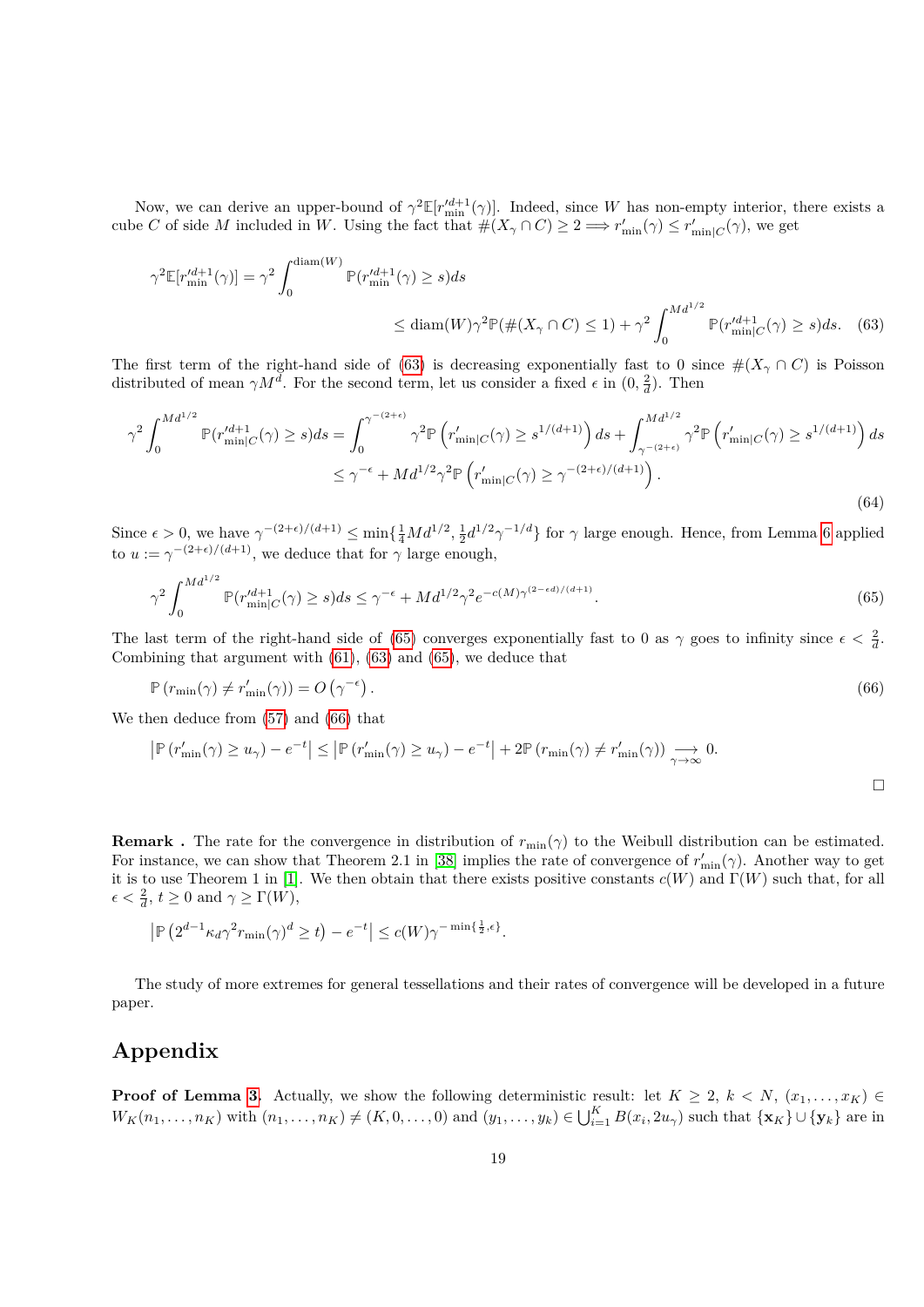Now, we can derive an upper-bound of $\gamma^2\mathbb{E}[r'^{d+1}_{\min}(\gamma)]$. Indeed, since $W$ has non-empty interior, there exists a cube $C$ of side $M$ included in $W$. Using the fact that $\#(X_\gamma \cap C) \geq 2 \Longrightarrow r'_{\min}(\gamma) \leq r'_{\min|C}(\gamma)$, we get

$$\gamma^2\mathbb{E}[r'^{d+1}_{\min}(\gamma)] = \gamma^2 \int_0^{\operatorname{diam}(W)} \mathbb{P}(r'^{d+1}_{\min}(\gamma) \geq s) ds$$

$$\leq \operatorname{diam}(W)\gamma^2\mathbb{P}(\#(X_\gamma \cap C) \leq 1) + \gamma^2 \int_0^{Md^{1/2}} \mathbb{P}(r'^{d+1}_{\min|C}(\gamma) \geq s) ds. \quad (63)$$

The first term of the right-hand side of (63) is decreasing exponentially fast to 0 since $\#(X_\gamma \cap C)$ is Poisson distributed of mean $\gamma M^d$. For the second term, let us consider a fixed $\epsilon$ in $(0, \frac{2}{d})$. Then

$$\gamma^2 \int_0^{Md^{1/2}} \mathbb{P}(r'^{d+1}_{\min|C}(\gamma) \geq s) ds = \int_0^{\gamma^{-(2+\epsilon)}} \gamma^2 \mathbb{P}\left(r'_{\min|C}(\gamma) \geq s^{1/(d+1)}\right) ds + \int_{\gamma^{-(2+\epsilon)}}^{Md^{1/2}} \gamma^2 \mathbb{P}\left(r'_{\min|C}(\gamma) \geq s^{1/(d+1)}\right) ds$$

$$\leq \gamma^{-\epsilon} + Md^{1/2}\gamma^2\mathbb{P}\left(r'_{\min|C}(\gamma) \geq \gamma^{-(2+\epsilon)/(d+1)}\right). \quad (64)$$

Since $\epsilon > 0$, we have $\gamma^{-(2+\epsilon)/(d+1)} \leq \min\{\frac{1}{4}Md^{1/2}, \frac{1}{2}d^{1/2}\gamma^{-1/d}\}$ for $\gamma$ large enough. Hence, from Lemma 6 applied to $u := \gamma^{-(2+\epsilon)/(d+1)}$, we deduce that for $\gamma$ large enough,

$$\gamma^2 \int_0^{Md^{1/2}} \mathbb{P}(r'^{d+1}_{\min|C}(\gamma) \geq s) ds \leq \gamma^{-\epsilon} + Md^{1/2}\gamma^2 e^{-c(M)\gamma^{(2-\epsilon d)/(d+1)}}. \quad (65)$$

The last term of the right-hand side of (65) converges exponentially fast to 0 as $\gamma$ goes to infinity since $\epsilon < \frac{2}{d}$. Combining that argument with (61), (63) and (65), we deduce that

$$\mathbb{P}\left(r_{\min}(\gamma) \neq r'_{\min}(\gamma)\right) = O\left(\gamma^{-\epsilon}\right). \quad (66)$$

We then deduce from (57) and (66) that

$$\left|\mathbb{P}\left(r'_{\min}(\gamma) \geq u_\gamma\right) - e^{-t}\right| \leq \left|\mathbb{P}\left(r'_{\min}(\gamma) \geq u_\gamma\right) - e^{-t}\right| + 2\mathbb{P}\left(r_{\min}(\gamma) \neq r'_{\min}(\gamma)\right) \underset{\gamma\to\infty}{\longrightarrow} 0.$$

□

**Remark .** The rate for the convergence in distribution of $r_{\min}(\gamma)$ to the Weibull distribution can be estimated. For instance, we can show that Theorem 2.1 in [38] implies the rate of convergence of $r'_{\min}(\gamma)$. Another way to get it is to use Theorem 1 in [1]. We then obtain that there exists positive constants $c(W)$ and $\Gamma(W)$ such that, for all $\epsilon < \frac{2}{d}$, $t \geq 0$ and $\gamma \geq \Gamma(W)$,

$$\left|\mathbb{P}\left(2^{d-1}\kappa_d\gamma^2 r_{\min}(\gamma)^d \geq t\right) - e^{-t}\right| \leq c(W)\gamma^{-\min\{\frac{1}{2},\epsilon\}}.$$

The study of more extremes for general tessellations and their rates of convergence will be developed in a future paper.

# Appendix

**Proof of Lemma 3.** Actually, we show the following deterministic result: let $K \geq 2$, $k < N$, $(x_1, \ldots, x_K) \in W_K(n_1, \ldots, n_K)$ with $(n_1, \ldots, n_K) \neq (K, 0, \ldots, 0)$ and $(y_1, \ldots, y_k) \in \bigcup_{i=1}^K B(x_i, 2u_\gamma)$ such that $\{\mathbf{x}_K\} \cup \{\mathbf{y}_k\}$ are in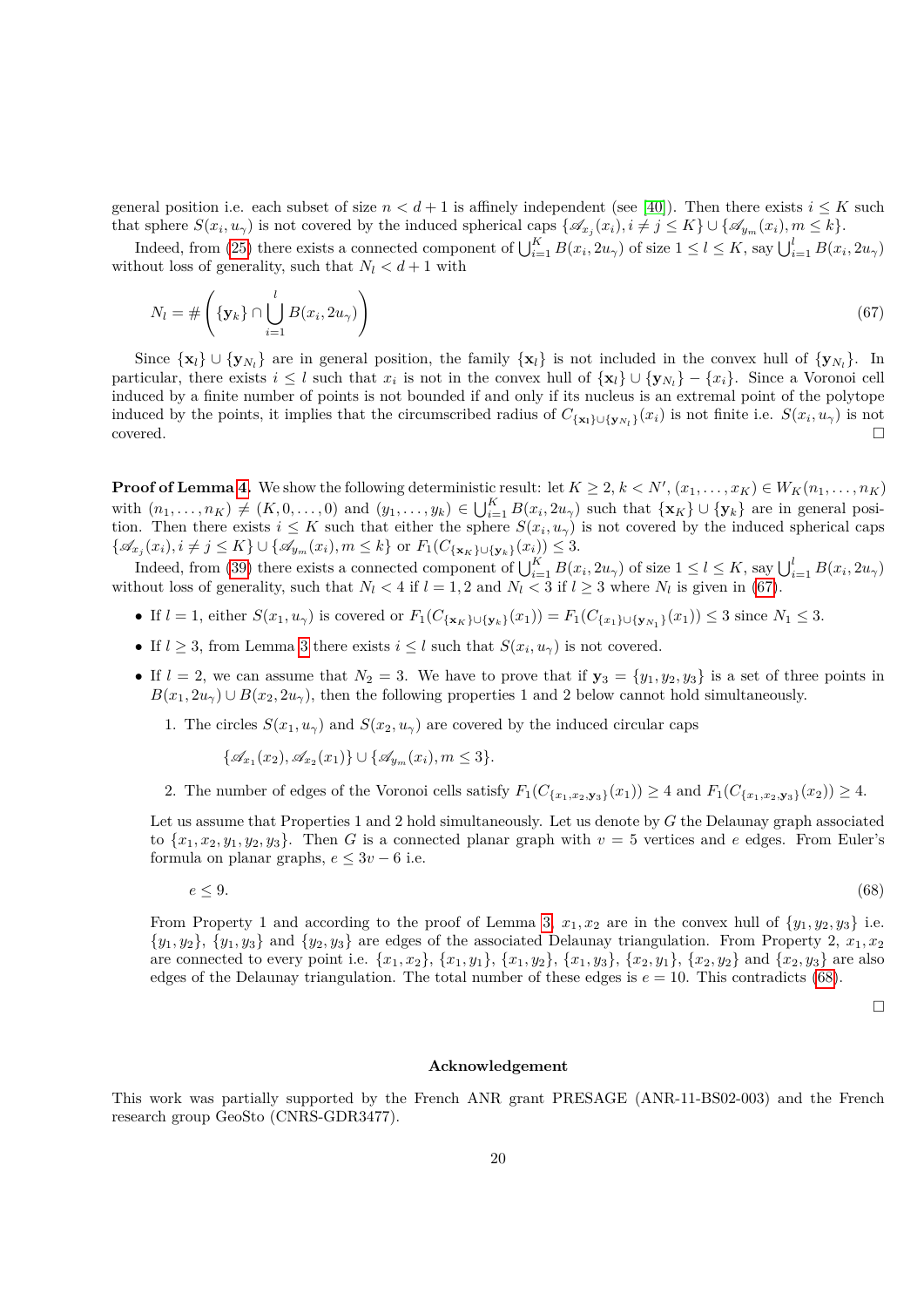general position i.e. each subset of size $n < d+1$ is affinely independent (see [40]). Then there exists $i \le K$ such that sphere $S(x_i, u_\gamma)$ is not covered by the induced spherical caps $\{\mathscr{A}_{x_j}(x_i), i \neq j \le K\} \cup \{\mathscr{A}_{y_m}(x_i), m \le k\}$.

Indeed, from (25) there exists a connected component of $\bigcup_{i=1}^K B(x_i, 2u_\gamma)$ of size $1 \le l \le K$, say $\bigcup_{i=1}^l B(x_i, 2u_\gamma)$ without loss of generality, such that $N_l < d+1$ with

$$N_l = \#\left(\{\mathbf{y}_k\} \cap \bigcup_{i=1}^{l} B(x_i, 2u_\gamma)\right) \tag{67}$$

Since $\{\mathbf{x}_l\} \cup \{\mathbf{y}_{N_l}\}$ are in general position, the family $\{\mathbf{x}_l\}$ is not included in the convex hull of $\{\mathbf{y}_{N_l}\}$. In particular, there exists $i \le l$ such that $x_i$ is not in the convex hull of $\{\mathbf{x}_l\} \cup \{\mathbf{y}_{N_l}\} - \{x_i\}$. Since a Voronoi cell induced by a finite number of points is not bounded if and only if its nucleus is an extremal point of the polytope induced by the points, it implies that the circumscribed radius of $C_{\{\mathbf{x}_l\} \cup \{\mathbf{y}_{N_l}\}}(x_i)$ is not finite i.e. $S(x_i, u_\gamma)$ is not covered. □

**Proof of Lemma 4.** We show the following deterministic result: let $K \ge 2$, $k < N'$, $(x_1, \ldots, x_K) \in W_K(n_1, \ldots, n_K)$ with $(n_1, \ldots, n_K) \neq (K, 0, \ldots, 0)$ and $(y_1, \ldots, y_k) \in \bigcup_{i=1}^K B(x_i, 2u_\gamma)$ such that $\{\mathbf{x}_K\} \cup \{\mathbf{y}_k\}$ are in general position. Then there exists $i \le K$ such that either the sphere $S(x_i, u_\gamma)$ is not covered by the induced spherical caps $\{\mathscr{A}_{x_j}(x_i), i \neq j \le K\} \cup \{\mathscr{A}_{y_m}(x_i), m \le k\}$ or $F_1(C_{\{\mathbf{x}_K\} \cup \{\mathbf{y}_k\}}(x_i)) \le 3$.

Indeed, from (39) there exists a connected component of $\bigcup_{i=1}^K B(x_i, 2u_\gamma)$ of size $1 \le l \le K$, say $\bigcup_{i=1}^l B(x_i, 2u_\gamma)$ without loss of generality, such that $N_l < 4$ if $l = 1, 2$ and $N_l < 3$ if $l \ge 3$ where $N_l$ is given in (67).

- If $l = 1$, either $S(x_1, u_\gamma)$ is covered or $F_1(C_{\{\mathbf{x}_K\} \cup \{\mathbf{y}_k\}}(x_1)) = F_1(C_{\{x_1\} \cup \{\mathbf{y}_{N_1}\}}(x_1)) \le 3$ since $N_1 \le 3$.
- If $l \ge 3$, from Lemma 3 there exists $i \le l$ such that $S(x_i, u_\gamma)$ is not covered.
- If $l = 2$, we can assume that $N_2 = 3$. We have to prove that if $\mathbf{y}_3 = \{y_1, y_2, y_3\}$ is a set of three points in $B(x_1, 2u_\gamma) \cup B(x_2, 2u_\gamma)$, then the following properties 1 and 2 below cannot hold simultaneously.

  1. The circles $S(x_1, u_\gamma)$ and $S(x_2, u_\gamma)$ are covered by the induced circular caps

     $$\{\mathscr{A}_{x_1}(x_2), \mathscr{A}_{x_2}(x_1)\} \cup \{\mathscr{A}_{y_m}(x_i), m \le 3\}.$$

  2. The number of edges of the Voronoi cells satisfy $F_1(C_{\{x_1, x_2, \mathbf{y}_3\}}(x_1)) \ge 4$ and $F_1(C_{\{x_1, x_2, \mathbf{y}_3\}}(x_2)) \ge 4$.

  Let us assume that Properties 1 and 2 hold simultaneously. Let us denote by $G$ the Delaunay graph associated to $\{x_1, x_2, y_1, y_2, y_3\}$. Then $G$ is a connected planar graph with $v = 5$ vertices and $e$ edges. From Euler's formula on planar graphs, $e \le 3v - 6$ i.e.

  $$e \le 9. \tag{68}$$

  From Property 1 and according to the proof of Lemma 3, $x_1, x_2$ are in the convex hull of $\{y_1, y_2, y_3\}$ i.e. $\{y_1, y_2\}$, $\{y_1, y_3\}$ and $\{y_2, y_3\}$ are edges of the associated Delaunay triangulation. From Property 2, $x_1, x_2$ are connected to every point i.e. $\{x_1, x_2\}$, $\{x_1, y_1\}$, $\{x_1, y_2\}$, $\{x_1, y_3\}$, $\{x_2, y_1\}$, $\{x_2, y_2\}$ and $\{x_2, y_3\}$ are also edges of the Delaunay triangulation. The total number of these edges is $e = 10$. This contradicts (68).

□

## Acknowledgement

This work was partially supported by the French ANR grant PRESAGE (ANR-11-BS02-003) and the French research group GeoSto (CNRS-GDR3477).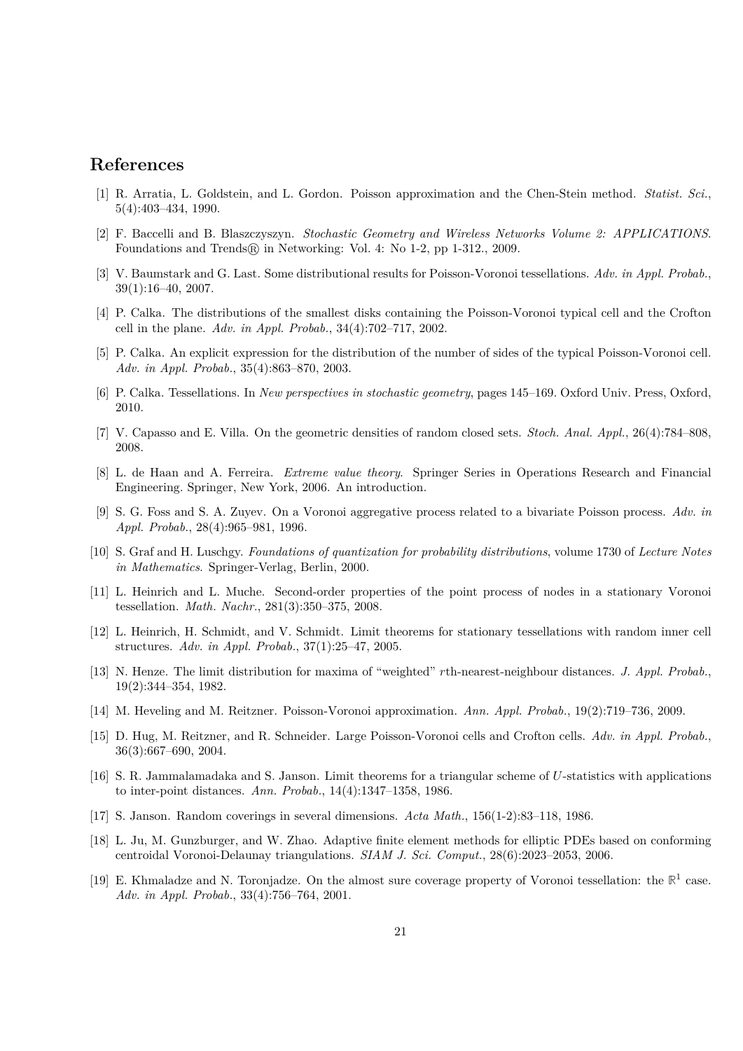## References

[1] R. Arratia, L. Goldstein, and L. Gordon. Poisson approximation and the Chen-Stein method. *Statist. Sci.*, 5(4):403–434, 1990.

[2] F. Baccelli and B. Blaszczyszyn. *Stochastic Geometry and Wireless Networks Volume 2: APPLICATIONS*. Foundations and Trends® in Networking: Vol. 4: No 1-2, pp 1-312., 2009.

[3] V. Baumstark and G. Last. Some distributional results for Poisson-Voronoi tessellations. *Adv. in Appl. Probab.*, 39(1):16–40, 2007.

[4] P. Calka. The distributions of the smallest disks containing the Poisson-Voronoi typical cell and the Crofton cell in the plane. *Adv. in Appl. Probab.*, 34(4):702–717, 2002.

[5] P. Calka. An explicit expression for the distribution of the number of sides of the typical Poisson-Voronoi cell. *Adv. in Appl. Probab.*, 35(4):863–870, 2003.

[6] P. Calka. Tessellations. In *New perspectives in stochastic geometry*, pages 145–169. Oxford Univ. Press, Oxford, 2010.

[7] V. Capasso and E. Villa. On the geometric densities of random closed sets. *Stoch. Anal. Appl.*, 26(4):784–808, 2008.

[8] L. de Haan and A. Ferreira. *Extreme value theory*. Springer Series in Operations Research and Financial Engineering. Springer, New York, 2006. An introduction.

[9] S. G. Foss and S. A. Zuyev. On a Voronoi aggregative process related to a bivariate Poisson process. *Adv. in Appl. Probab.*, 28(4):965–981, 1996.

[10] S. Graf and H. Luschgy. *Foundations of quantization for probability distributions*, volume 1730 of *Lecture Notes in Mathematics*. Springer-Verlag, Berlin, 2000.

[11] L. Heinrich and L. Muche. Second-order properties of the point process of nodes in a stationary Voronoi tessellation. *Math. Nachr.*, 281(3):350–375, 2008.

[12] L. Heinrich, H. Schmidt, and V. Schmidt. Limit theorems for stationary tessellations with random inner cell structures. *Adv. in Appl. Probab.*, 37(1):25–47, 2005.

[13] N. Henze. The limit distribution for maxima of "weighted" $r$th-nearest-neighbour distances. *J. Appl. Probab.*, 19(2):344–354, 1982.

[14] M. Heveling and M. Reitzner. Poisson-Voronoi approximation. *Ann. Appl. Probab.*, 19(2):719–736, 2009.

[15] D. Hug, M. Reitzner, and R. Schneider. Large Poisson-Voronoi cells and Crofton cells. *Adv. in Appl. Probab.*, 36(3):667–690, 2004.

[16] S. R. Jammalamadaka and S. Janson. Limit theorems for a triangular scheme of $U$-statistics with applications to inter-point distances. *Ann. Probab.*, 14(4):1347–1358, 1986.

[17] S. Janson. Random coverings in several dimensions. *Acta Math.*, 156(1-2):83–118, 1986.

[18] L. Ju, M. Gunzburger, and W. Zhao. Adaptive finite element methods for elliptic PDEs based on conforming centroidal Voronoi-Delaunay triangulations. *SIAM J. Sci. Comput.*, 28(6):2023–2053, 2006.

[19] E. Khmaladze and N. Toronjadze. On the almost sure coverage property of Voronoi tessellation: the $\mathbb{R}^1$ case. *Adv. in Appl. Probab.*, 33(4):756–764, 2001.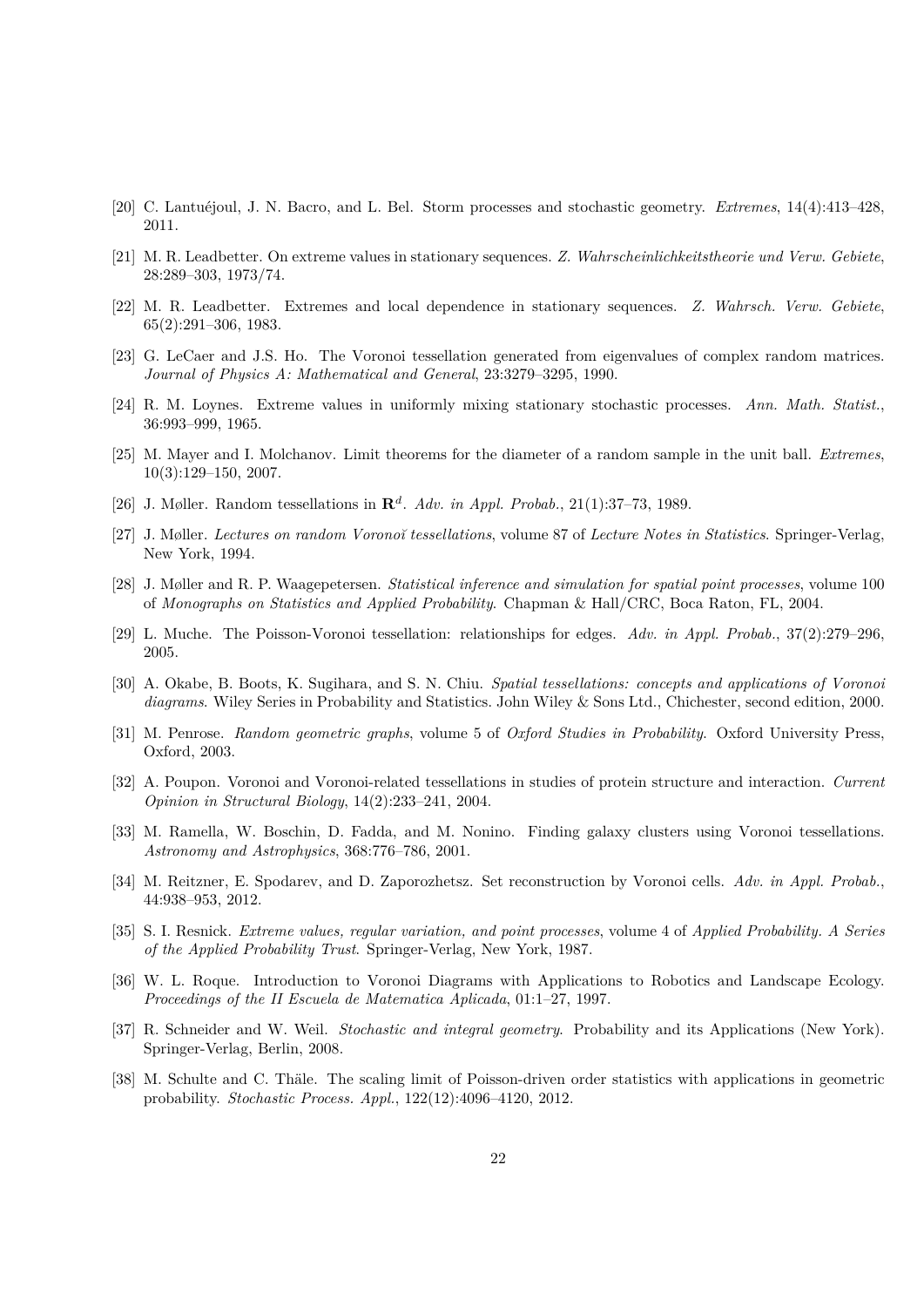[20] C. Lantuéjoul, J. N. Bacro, and L. Bel. Storm processes and stochastic geometry. *Extremes*, 14(4):413–428, 2011.

[21] M. R. Leadbetter. On extreme values in stationary sequences. *Z. Wahrscheinlichkeitstheorie und Verw. Gebiete*, 28:289–303, 1973/74.

[22] M. R. Leadbetter. Extremes and local dependence in stationary sequences. *Z. Wahrsch. Verw. Gebiete*, 65(2):291–306, 1983.

[23] G. LeCaer and J.S. Ho. The Voronoi tessellation generated from eigenvalues of complex random matrices. *Journal of Physics A: Mathematical and General*, 23:3279–3295, 1990.

[24] R. M. Loynes. Extreme values in uniformly mixing stationary stochastic processes. *Ann. Math. Statist.*, 36:993–999, 1965.

[25] M. Mayer and I. Molchanov. Limit theorems for the diameter of a random sample in the unit ball. *Extremes*, 10(3):129–150, 2007.

[26] J. Møller. Random tessellations in $\mathbf{R}^d$. *Adv. in Appl. Probab.*, 21(1):37–73, 1989.

[27] J. Møller. *Lectures on random Voronoĭ tessellations*, volume 87 of *Lecture Notes in Statistics*. Springer-Verlag, New York, 1994.

[28] J. Møller and R. P. Waagepetersen. *Statistical inference and simulation for spatial point processes*, volume 100 of *Monographs on Statistics and Applied Probability*. Chapman & Hall/CRC, Boca Raton, FL, 2004.

[29] L. Muche. The Poisson-Voronoi tessellation: relationships for edges. *Adv. in Appl. Probab.*, 37(2):279–296, 2005.

[30] A. Okabe, B. Boots, K. Sugihara, and S. N. Chiu. *Spatial tessellations: concepts and applications of Voronoi diagrams*. Wiley Series in Probability and Statistics. John Wiley & Sons Ltd., Chichester, second edition, 2000.

[31] M. Penrose. *Random geometric graphs*, volume 5 of *Oxford Studies in Probability*. Oxford University Press, Oxford, 2003.

[32] A. Poupon. Voronoi and Voronoi-related tessellations in studies of protein structure and interaction. *Current Opinion in Structural Biology*, 14(2):233–241, 2004.

[33] M. Ramella, W. Boschin, D. Fadda, and M. Nonino. Finding galaxy clusters using Voronoi tessellations. *Astronomy and Astrophysics*, 368:776–786, 2001.

[34] M. Reitzner, E. Spodarev, and D. Zaporozhetsz. Set reconstruction by Voronoi cells. *Adv. in Appl. Probab.*, 44:938–953, 2012.

[35] S. I. Resnick. *Extreme values, regular variation, and point processes*, volume 4 of *Applied Probability. A Series of the Applied Probability Trust*. Springer-Verlag, New York, 1987.

[36] W. L. Roque. Introduction to Voronoi Diagrams with Applications to Robotics and Landscape Ecology. *Proceedings of the II Escuela de Matematica Aplicada*, 01:1–27, 1997.

[37] R. Schneider and W. Weil. *Stochastic and integral geometry*. Probability and its Applications (New York). Springer-Verlag, Berlin, 2008.

[38] M. Schulte and C. Thäle. The scaling limit of Poisson-driven order statistics with applications in geometric probability. *Stochastic Process. Appl.*, 122(12):4096–4120, 2012.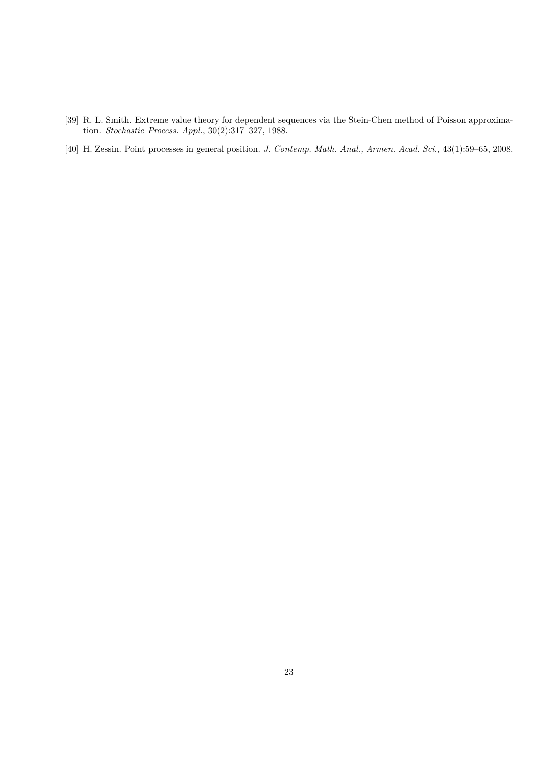[39] R. L. Smith. Extreme value theory for dependent sequences via the Stein-Chen method of Poisson approximation. *Stochastic Process. Appl.*, 30(2):317–327, 1988.

[40] H. Zessin. Point processes in general position. *J. Contemp. Math. Anal., Armen. Acad. Sci.*, 43(1):59–65, 2008.